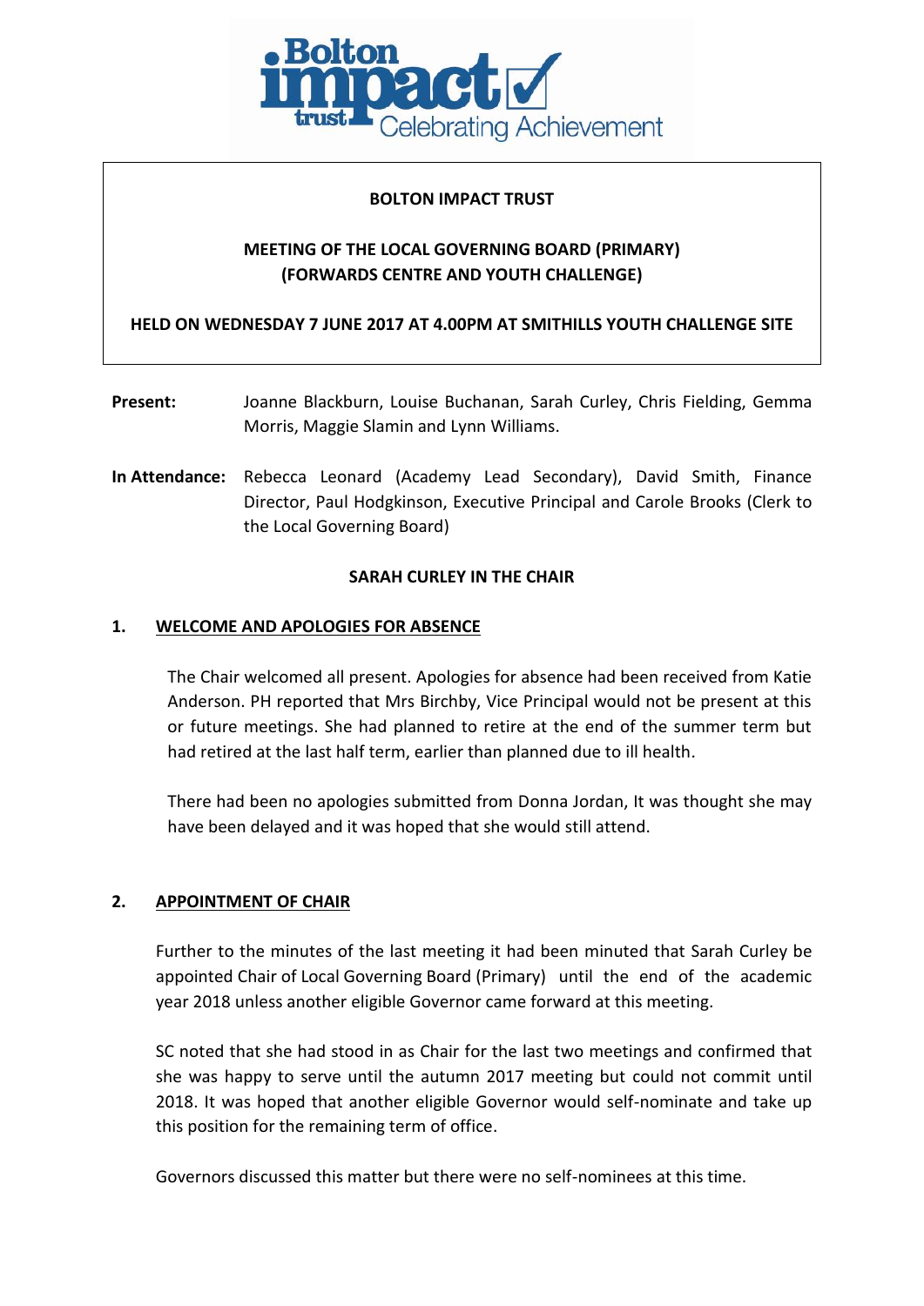**BOLTON IMPACT TRUST**

**MEETING OF THE LOCAL GOVERNING BOARD (PRIMARY)**
**(FORWARDS CENTRE AND YOUTH CHALLENGE)**

**HELD ON WEDNESDAY 7 JUNE 2017 AT 4.00PM AT SMITHILLS YOUTH CHALLENGE SITE**

**Present:** Joanne Blackburn, Louise Buchanan, Sarah Curley, Chris Fielding, Gemma Morris, Maggie Slamin and Lynn Williams.

**In Attendance:** Rebecca Leonard (Academy Lead Secondary), David Smith, Finance Director, Paul Hodgkinson, Executive Principal and Carole Brooks (Clerk to the Local Governing Board)

**SARAH CURLEY IN THE CHAIR**

## 1. WELCOME AND APOLOGIES FOR ABSENCE

The Chair welcomed all present. Apologies for absence had been received from Katie Anderson. PH reported that Mrs Birchby, Vice Principal would not be present at this or future meetings. She had planned to retire at the end of the summer term but had retired at the last half term, earlier than planned due to ill health.

There had been no apologies submitted from Donna Jordan, It was thought she may have been delayed and it was hoped that she would still attend.

## 2. APPOINTMENT OF CHAIR

Further to the minutes of the last meeting it had been minuted that Sarah Curley be appointed Chair of Local Governing Board (Primary) until the end of the academic year 2018 unless another eligible Governor came forward at this meeting.

SC noted that she had stood in as Chair for the last two meetings and confirmed that she was happy to serve until the autumn 2017 meeting but could not commit until 2018. It was hoped that another eligible Governor would self-nominate and take up this position for the remaining term of office.

Governors discussed this matter but there were no self-nominees at this time.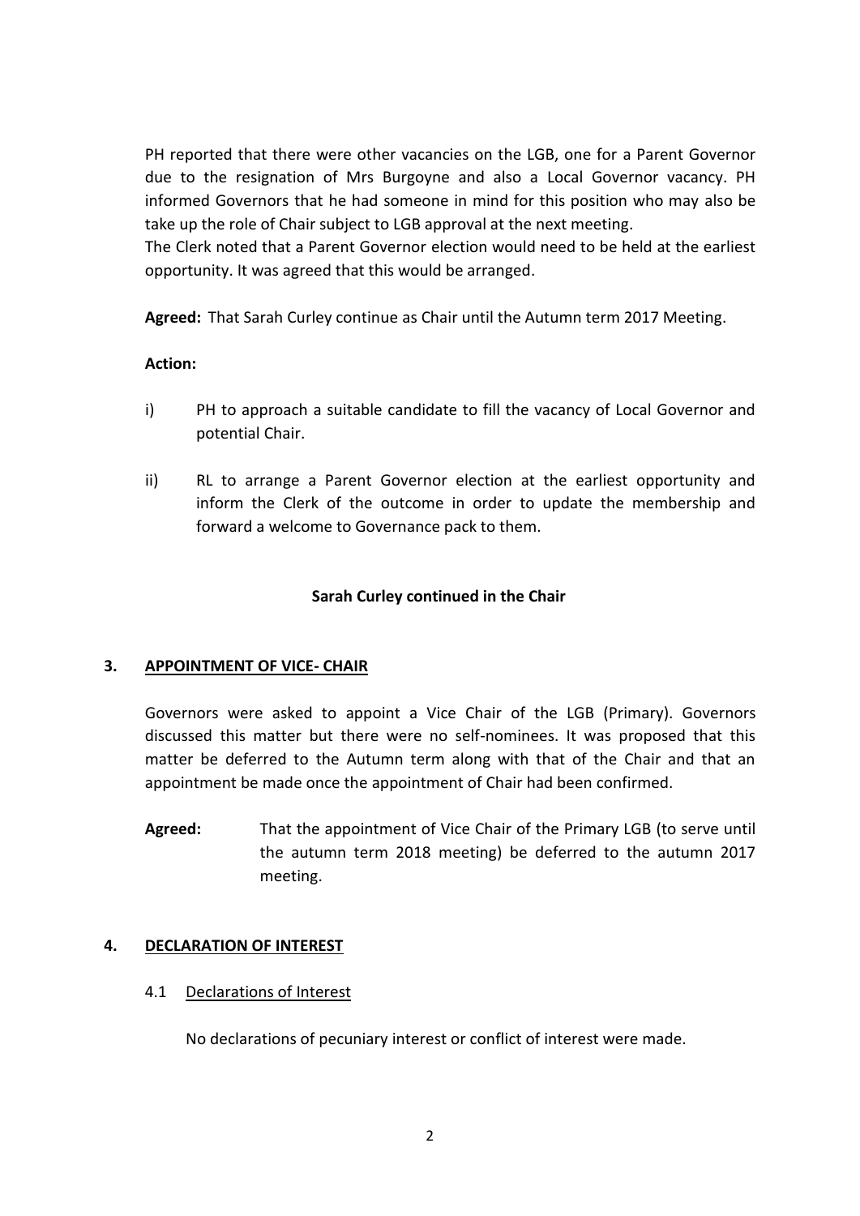PH reported that there were other vacancies on the LGB, one for a Parent Governor due to the resignation of Mrs Burgoyne and also a Local Governor vacancy. PH informed Governors that he had someone in mind for this position who may also be take up the role of Chair subject to LGB approval at the next meeting.

The Clerk noted that a Parent Governor election would need to be held at the earliest opportunity. It was agreed that this would be arranged.

**Agreed:** That Sarah Curley continue as Chair until the Autumn term 2017 Meeting.

**Action:**

i) PH to approach a suitable candidate to fill the vacancy of Local Governor and potential Chair.

ii) RL to arrange a Parent Governor election at the earliest opportunity and inform the Clerk of the outcome in order to update the membership and forward a welcome to Governance pack to them.

**Sarah Curley continued in the Chair**

## 3. APPOINTMENT OF VICE- CHAIR

Governors were asked to appoint a Vice Chair of the LGB (Primary). Governors discussed this matter but there were no self-nominees. It was proposed that this matter be deferred to the Autumn term along with that of the Chair and that an appointment be made once the appointment of Chair had been confirmed.

**Agreed:** That the appointment of Vice Chair of the Primary LGB (to serve until the autumn term 2018 meeting) be deferred to the autumn 2017 meeting.

## 4. DECLARATION OF INTEREST

### 4.1 Declarations of Interest

No declarations of pecuniary interest or conflict of interest were made.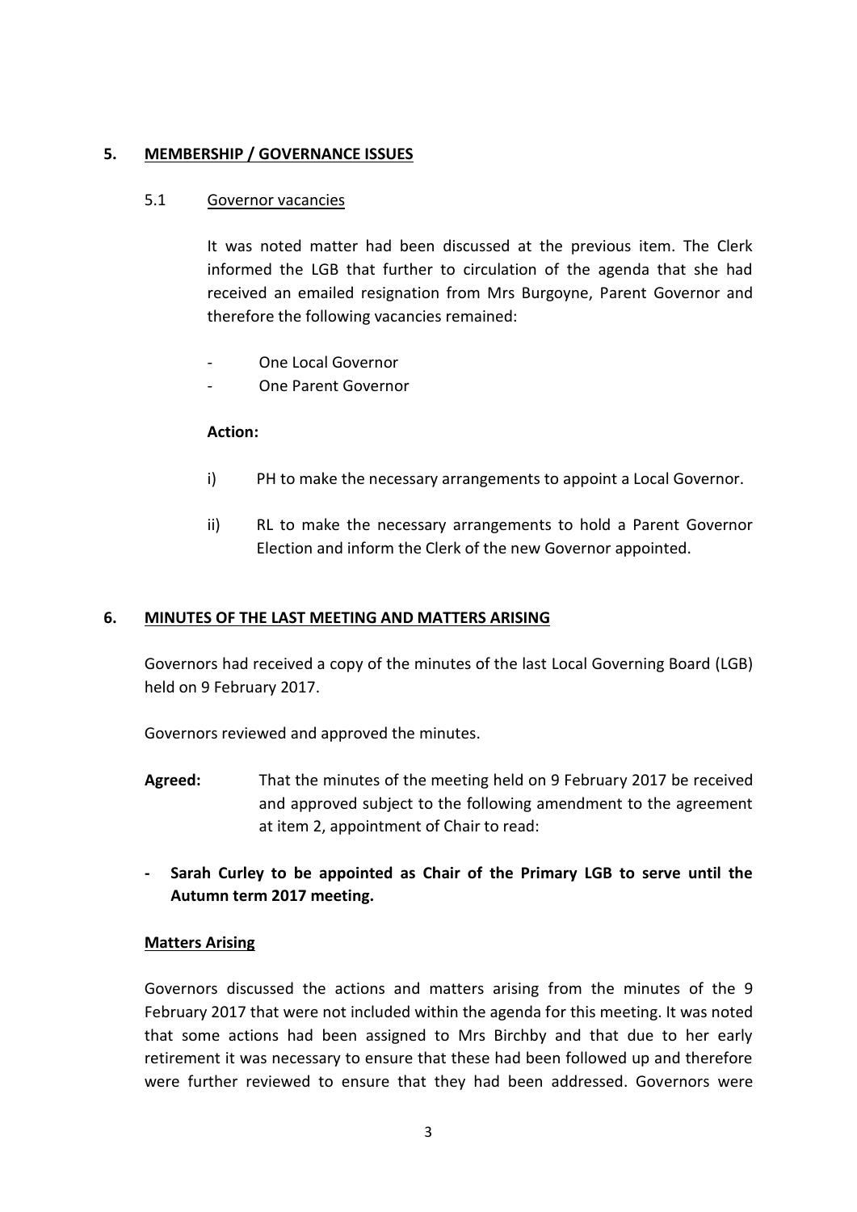## 5. MEMBERSHIP / GOVERNANCE ISSUES

### 5.1 Governor vacancies

It was noted matter had been discussed at the previous item. The Clerk informed the LGB that further to circulation of the agenda that she had received an emailed resignation from Mrs Burgoyne, Parent Governor and therefore the following vacancies remained:

- One Local Governor
- One Parent Governor

**Action:**

i) PH to make the necessary arrangements to appoint a Local Governor.

ii) RL to make the necessary arrangements to hold a Parent Governor Election and inform the Clerk of the new Governor appointed.

## 6. MINUTES OF THE LAST MEETING AND MATTERS ARISING

Governors had received a copy of the minutes of the last Local Governing Board (LGB) held on 9 February 2017.

Governors reviewed and approved the minutes.

**Agreed:** That the minutes of the meeting held on 9 February 2017 be received and approved subject to the following amendment to the agreement at item 2, appointment of Chair to read:

- **Sarah Curley to be appointed as Chair of the Primary LGB to serve until the Autumn term 2017 meeting.**

**Matters Arising**

Governors discussed the actions and matters arising from the minutes of the 9 February 2017 that were not included within the agenda for this meeting. It was noted that some actions had been assigned to Mrs Birchby and that due to her early retirement it was necessary to ensure that these had been followed up and therefore were further reviewed to ensure that they had been addressed. Governors were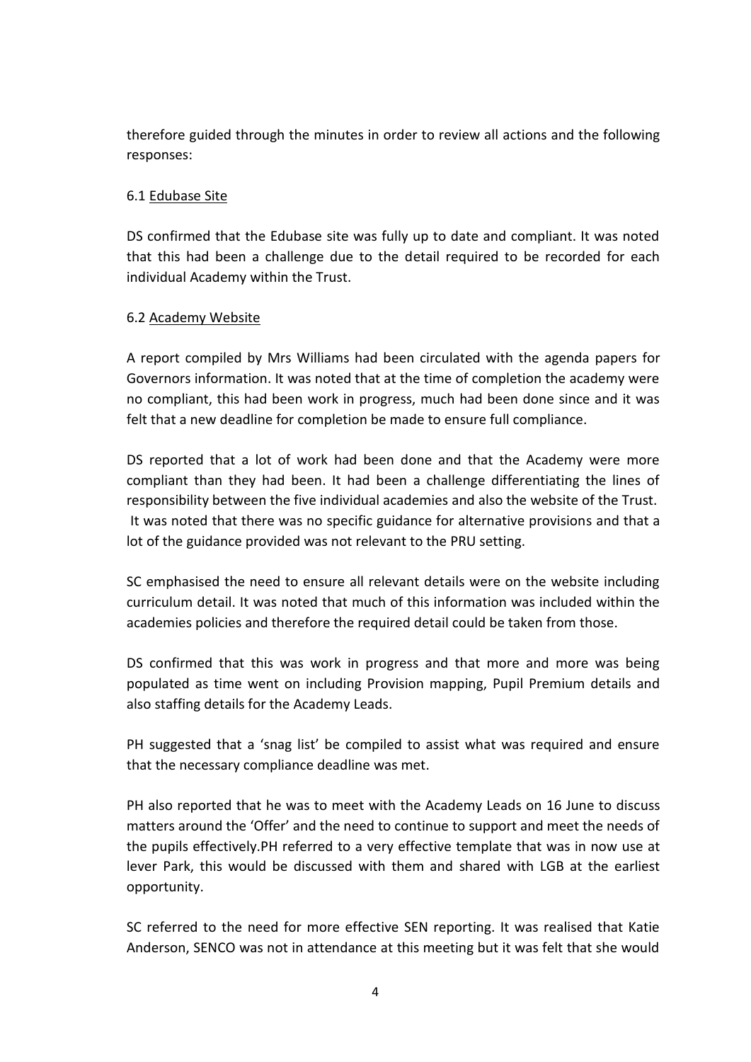therefore guided through the minutes in order to review all actions and the following responses:

6.1 Edubase Site

DS confirmed that the Edubase site was fully up to date and compliant. It was noted that this had been a challenge due to the detail required to be recorded for each individual Academy within the Trust.

6.2 Academy Website

A report compiled by Mrs Williams had been circulated with the agenda papers for Governors information. It was noted that at the time of completion the academy were no compliant, this had been work in progress, much had been done since and it was felt that a new deadline for completion be made to ensure full compliance.

DS reported that a lot of work had been done and that the Academy were more compliant than they had been. It had been a challenge differentiating the lines of responsibility between the five individual academies and also the website of the Trust. It was noted that there was no specific guidance for alternative provisions and that a lot of the guidance provided was not relevant to the PRU setting.

SC emphasised the need to ensure all relevant details were on the website including curriculum detail. It was noted that much of this information was included within the academies policies and therefore the required detail could be taken from those.

DS confirmed that this was work in progress and that more and more was being populated as time went on including Provision mapping, Pupil Premium details and also staffing details for the Academy Leads.

PH suggested that a 'snag list' be compiled to assist what was required and ensure that the necessary compliance deadline was met.

PH also reported that he was to meet with the Academy Leads on 16 June to discuss matters around the 'Offer' and the need to continue to support and meet the needs of the pupils effectively.PH referred to a very effective template that was in now use at lever Park, this would be discussed with them and shared with LGB at the earliest opportunity.

SC referred to the need for more effective SEN reporting. It was realised that Katie Anderson, SENCO was not in attendance at this meeting but it was felt that she would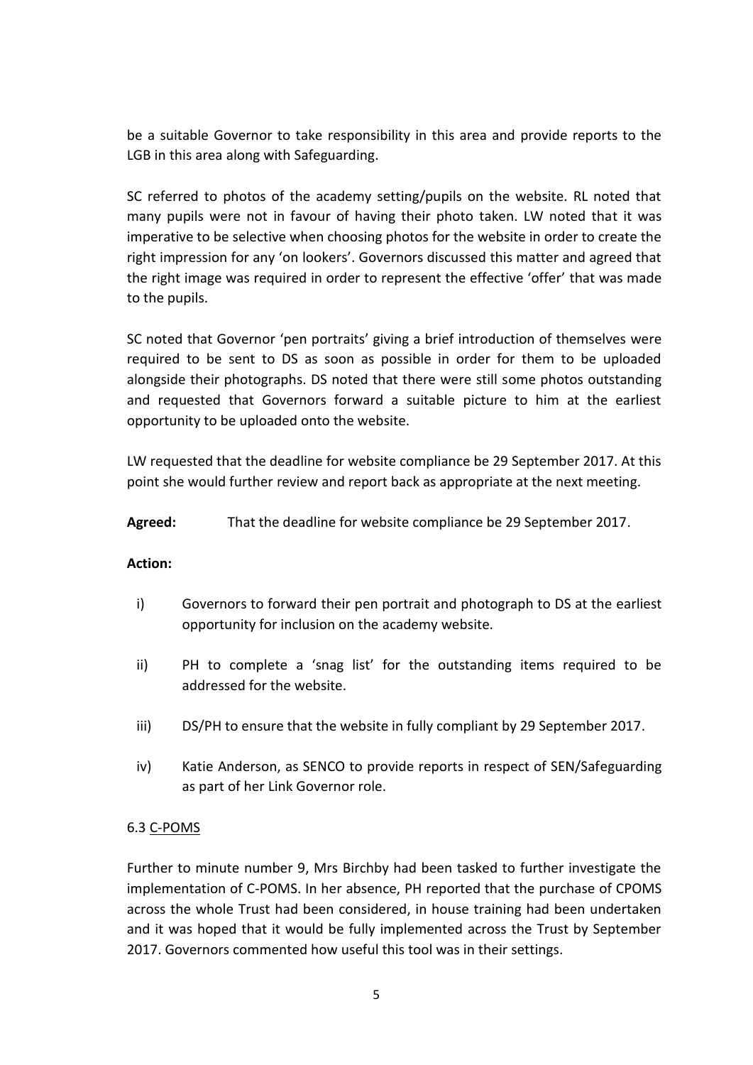be a suitable Governor to take responsibility in this area and provide reports to the LGB in this area along with Safeguarding.

SC referred to photos of the academy setting/pupils on the website. RL noted that many pupils were not in favour of having their photo taken. LW noted that it was imperative to be selective when choosing photos for the website in order to create the right impression for any 'on lookers'. Governors discussed this matter and agreed that the right image was required in order to represent the effective 'offer' that was made to the pupils.

SC noted that Governor 'pen portraits' giving a brief introduction of themselves were required to be sent to DS as soon as possible in order for them to be uploaded alongside their photographs. DS noted that there were still some photos outstanding and requested that Governors forward a suitable picture to him at the earliest opportunity to be uploaded onto the website.

LW requested that the deadline for website compliance be 29 September 2017. At this point she would further review and report back as appropriate at the next meeting.

**Agreed:** That the deadline for website compliance be 29 September 2017.

**Action:**

i) Governors to forward their pen portrait and photograph to DS at the earliest opportunity for inclusion on the academy website.

ii) PH to complete a 'snag list' for the outstanding items required to be addressed for the website.

iii) DS/PH to ensure that the website in fully compliant by 29 September 2017.

iv) Katie Anderson, as SENCO to provide reports in respect of SEN/Safeguarding as part of her Link Governor role.

6.3 C-POMS

Further to minute number 9, Mrs Birchby had been tasked to further investigate the implementation of C-POMS. In her absence, PH reported that the purchase of CPOMS across the whole Trust had been considered, in house training had been undertaken and it was hoped that it would be fully implemented across the Trust by September 2017. Governors commented how useful this tool was in their settings.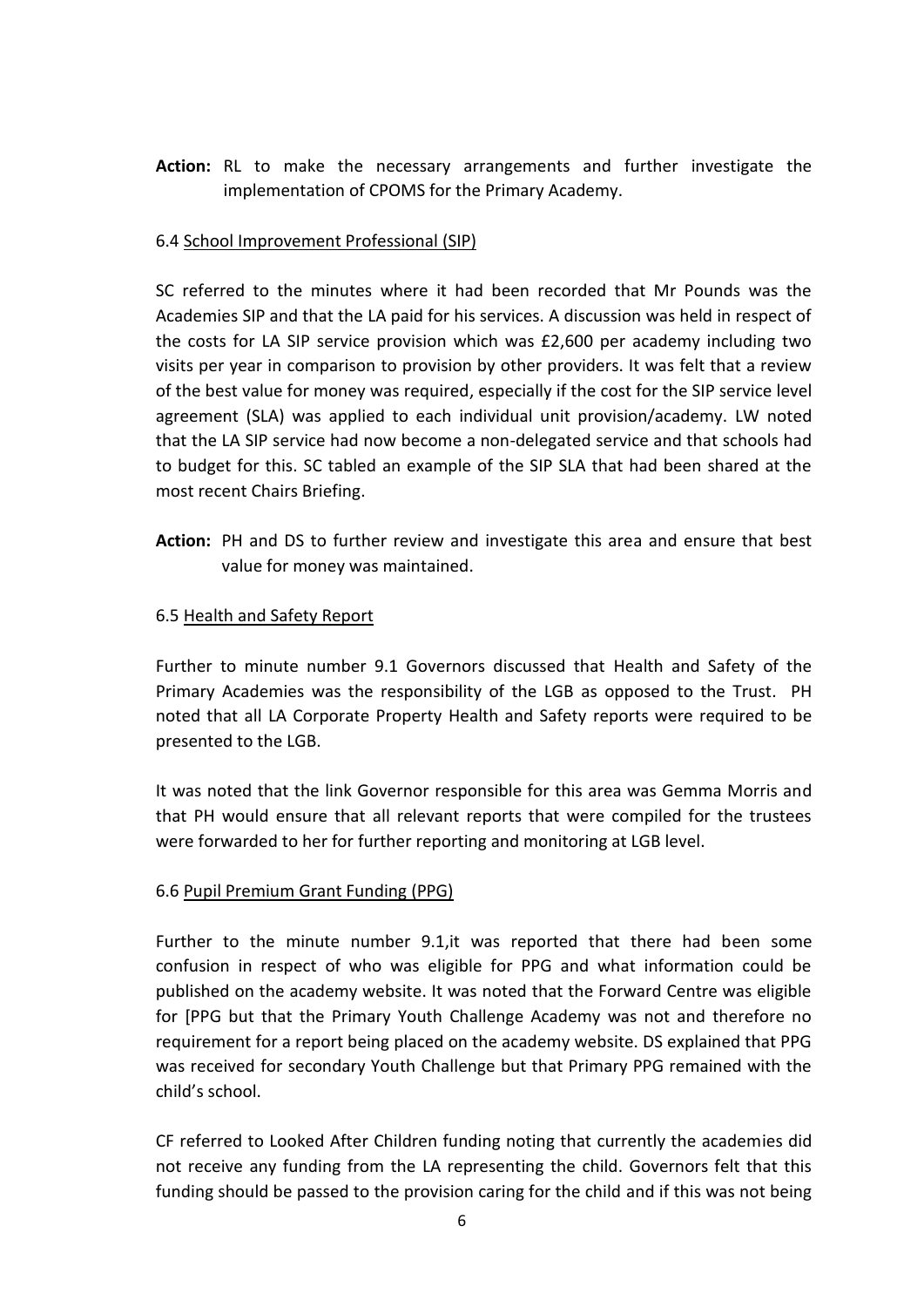**Action:** RL to make the necessary arrangements and further investigate the implementation of CPOMS for the Primary Academy.

6.4 <u>School Improvement Professional (SIP)</u>

SC referred to the minutes where it had been recorded that Mr Pounds was the Academies SIP and that the LA paid for his services. A discussion was held in respect of the costs for LA SIP service provision which was £2,600 per academy including two visits per year in comparison to provision by other providers. It was felt that a review of the best value for money was required, especially if the cost for the SIP service level agreement (SLA) was applied to each individual unit provision/academy. LW noted that the LA SIP service had now become a non-delegated service and that schools had to budget for this. SC tabled an example of the SIP SLA that had been shared at the most recent Chairs Briefing.

**Action:** PH and DS to further review and investigate this area and ensure that best value for money was maintained.

6.5 <u>Health and Safety Report</u>

Further to minute number 9.1 Governors discussed that Health and Safety of the Primary Academies was the responsibility of the LGB as opposed to the Trust. PH noted that all LA Corporate Property Health and Safety reports were required to be presented to the LGB.

It was noted that the link Governor responsible for this area was Gemma Morris and that PH would ensure that all relevant reports that were compiled for the trustees were forwarded to her for further reporting and monitoring at LGB level.

6.6 <u>Pupil Premium Grant Funding (PPG)</u>

Further to the minute number 9.1,it was reported that there had been some confusion in respect of who was eligible for PPG and what information could be published on the academy website. It was noted that the Forward Centre was eligible for [PPG but that the Primary Youth Challenge Academy was not and therefore no requirement for a report being placed on the academy website. DS explained that PPG was received for secondary Youth Challenge but that Primary PPG remained with the child's school.

CF referred to Looked After Children funding noting that currently the academies did not receive any funding from the LA representing the child. Governors felt that this funding should be passed to the provision caring for the child and if this was not being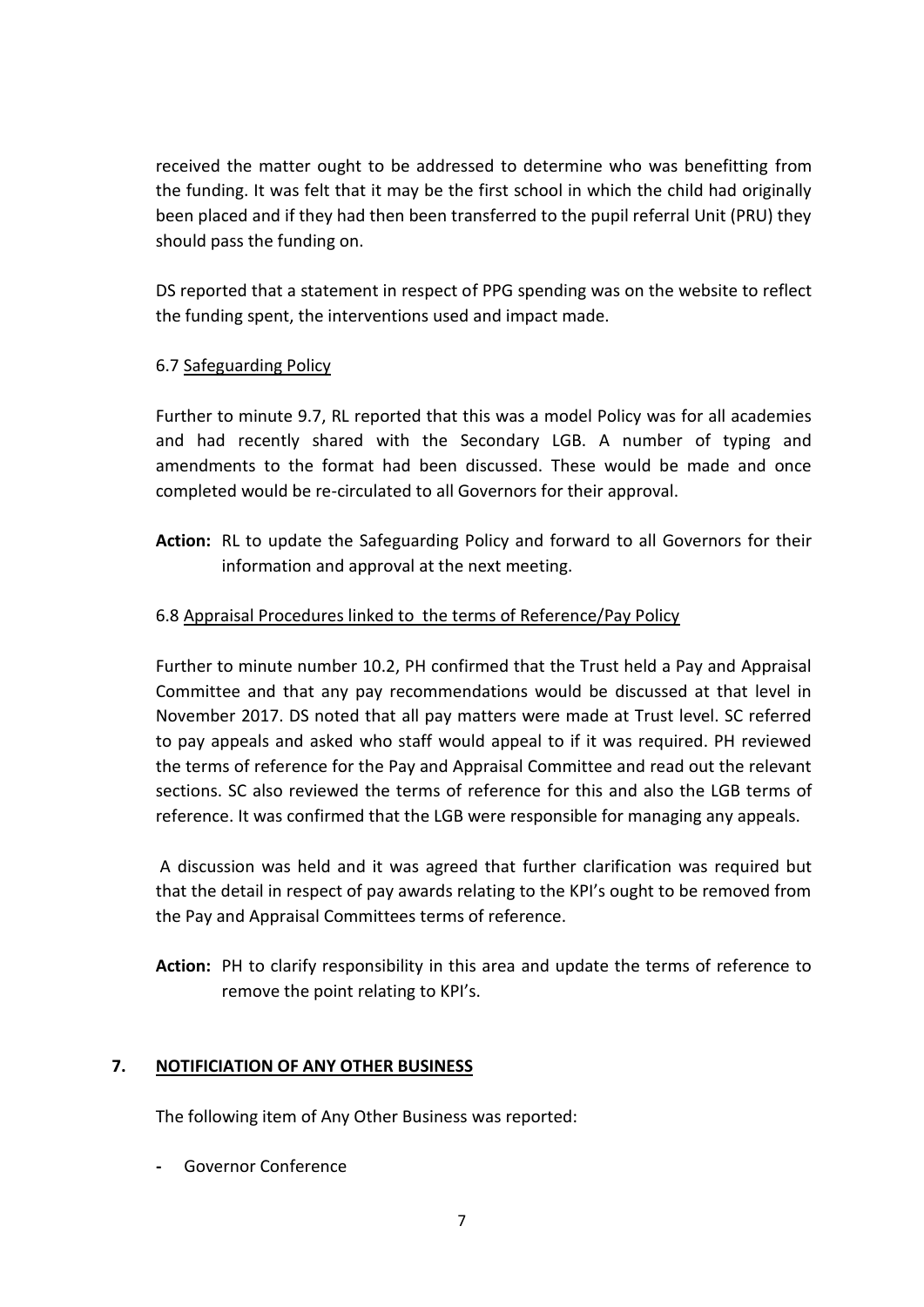received the matter ought to be addressed to determine who was benefitting from the funding. It was felt that it may be the first school in which the child had originally been placed and if they had then been transferred to the pupil referral Unit (PRU) they should pass the funding on.

DS reported that a statement in respect of PPG spending was on the website to reflect the funding spent, the interventions used and impact made.

6.7 Safeguarding Policy

Further to minute 9.7, RL reported that this was a model Policy was for all academies and had recently shared with the Secondary LGB. A number of typing and amendments to the format had been discussed. These would be made and once completed would be re-circulated to all Governors for their approval.

**Action:** RL to update the Safeguarding Policy and forward to all Governors for their information and approval at the next meeting.

6.8 Appraisal Procedures linked to the terms of Reference/Pay Policy

Further to minute number 10.2, PH confirmed that the Trust held a Pay and Appraisal Committee and that any pay recommendations would be discussed at that level in November 2017. DS noted that all pay matters were made at Trust level. SC referred to pay appeals and asked who staff would appeal to if it was required. PH reviewed the terms of reference for the Pay and Appraisal Committee and read out the relevant sections. SC also reviewed the terms of reference for this and also the LGB terms of reference. It was confirmed that the LGB were responsible for managing any appeals.

A discussion was held and it was agreed that further clarification was required but that the detail in respect of pay awards relating to the KPI's ought to be removed from the Pay and Appraisal Committees terms of reference.

**Action:** PH to clarify responsibility in this area and update the terms of reference to remove the point relating to KPI's.

## 7. NOTIFICIATION OF ANY OTHER BUSINESS

The following item of Any Other Business was reported:

- Governor Conference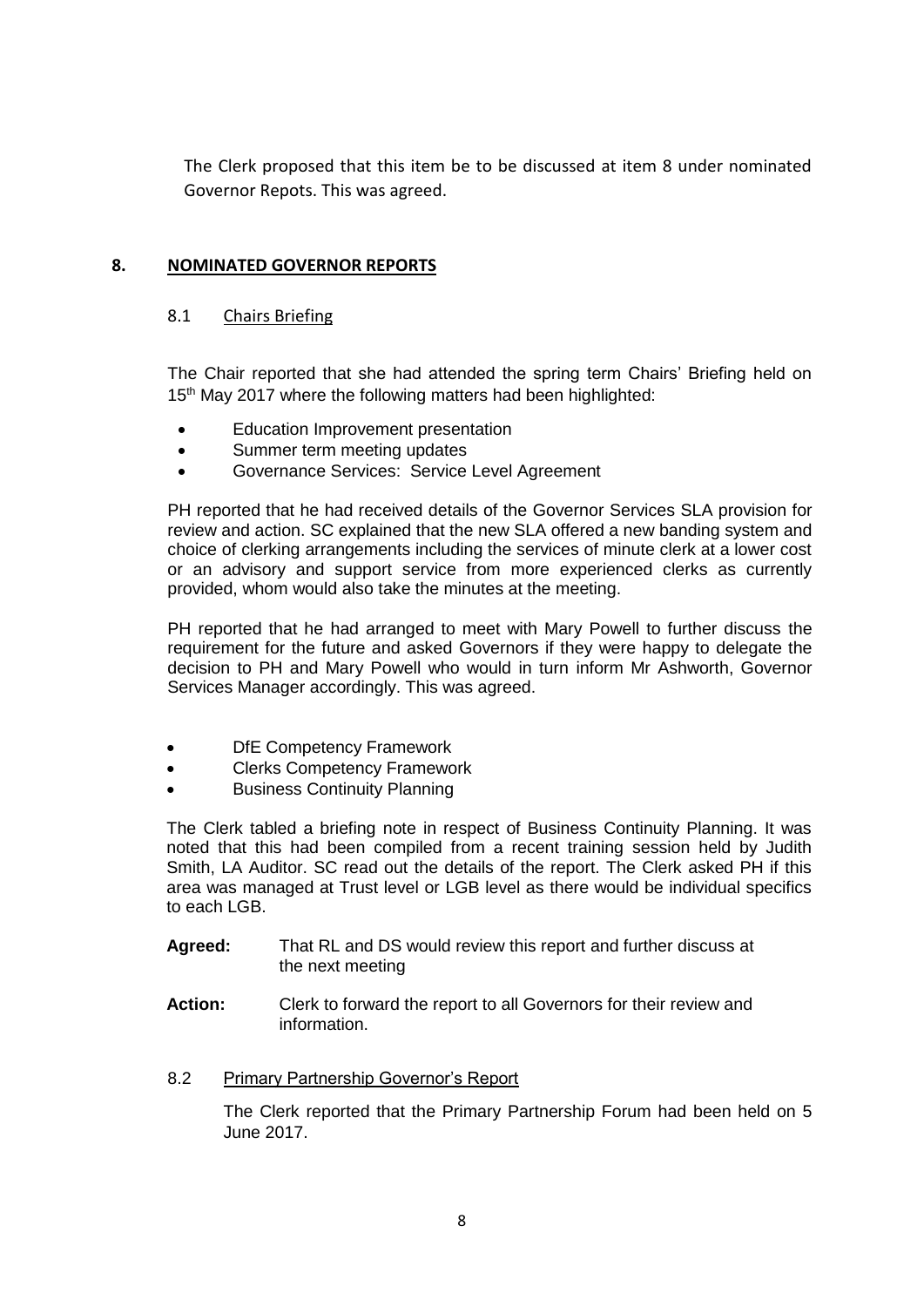The Clerk proposed that this item be to be discussed at item 8 under nominated Governor Repots. This was agreed.

## 8. NOMINATED GOVERNOR REPORTS

### 8.1 Chairs Briefing

The Chair reported that she had attended the spring term Chairs' Briefing held on 15th May 2017 where the following matters had been highlighted:

- Education Improvement presentation
- Summer term meeting updates
- Governance Services: Service Level Agreement

PH reported that he had received details of the Governor Services SLA provision for review and action. SC explained that the new SLA offered a new banding system and choice of clerking arrangements including the services of minute clerk at a lower cost or an advisory and support service from more experienced clerks as currently provided, whom would also take the minutes at the meeting.

PH reported that he had arranged to meet with Mary Powell to further discuss the requirement for the future and asked Governors if they were happy to delegate the decision to PH and Mary Powell who would in turn inform Mr Ashworth, Governor Services Manager accordingly. This was agreed.

- DfE Competency Framework
- Clerks Competency Framework
- Business Continuity Planning

The Clerk tabled a briefing note in respect of Business Continuity Planning. It was noted that this had been compiled from a recent training session held by Judith Smith, LA Auditor. SC read out the details of the report. The Clerk asked PH if this area was managed at Trust level or LGB level as there would be individual specifics to each LGB.

**Agreed:** That RL and DS would review this report and further discuss at the next meeting

**Action:** Clerk to forward the report to all Governors for their review and information.

### 8.2 Primary Partnership Governor's Report

The Clerk reported that the Primary Partnership Forum had been held on 5 June 2017.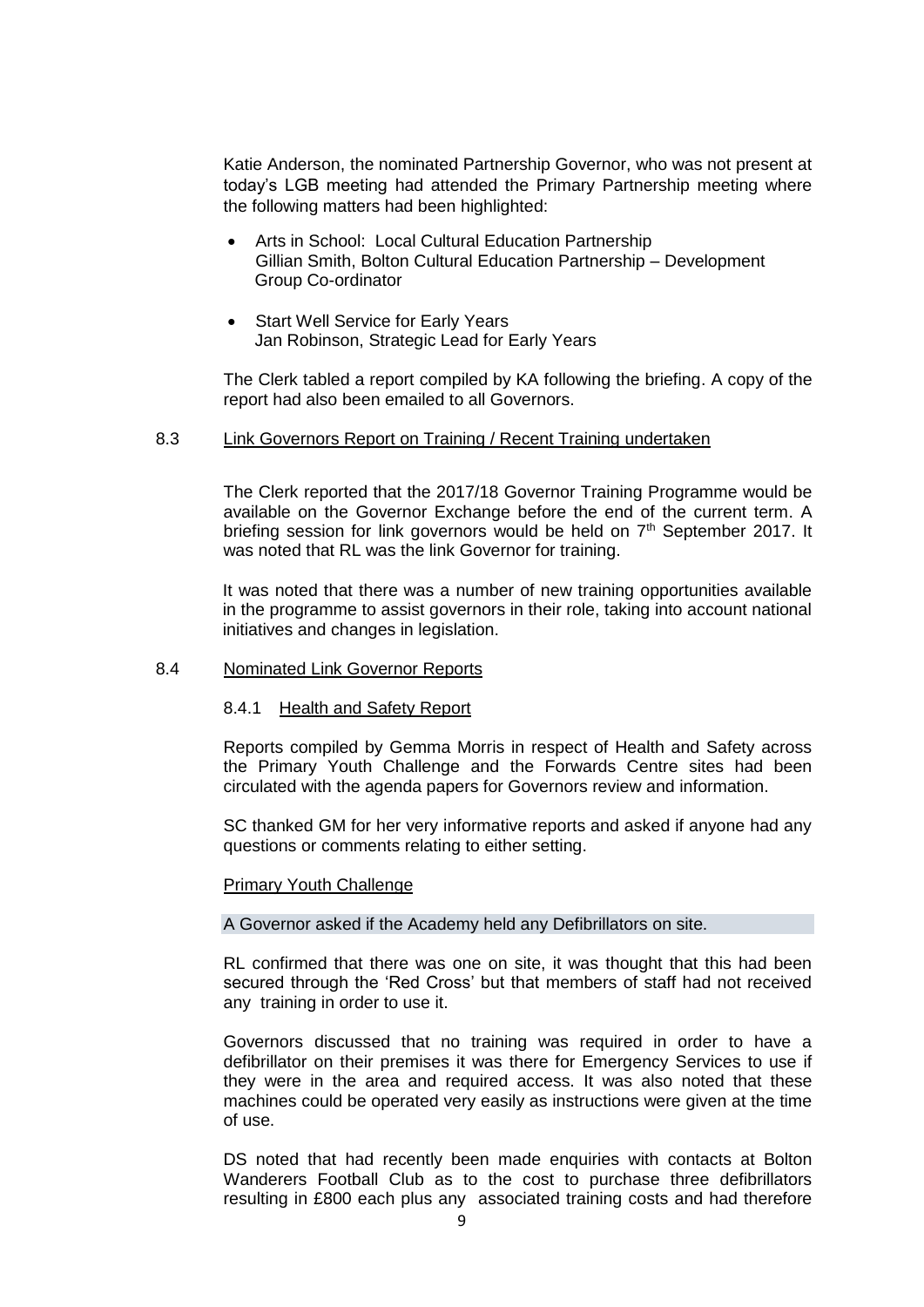Katie Anderson, the nominated Partnership Governor, who was not present at today's LGB meeting had attended the Primary Partnership meeting where the following matters had been highlighted:

- Arts in School: Local Cultural Education Partnership
  Gillian Smith, Bolton Cultural Education Partnership – Development Group Co-ordinator
- Start Well Service for Early Years
  Jan Robinson, Strategic Lead for Early Years

The Clerk tabled a report compiled by KA following the briefing. A copy of the report had also been emailed to all Governors.

8.3 Link Governors Report on Training / Recent Training undertaken

The Clerk reported that the 2017/18 Governor Training Programme would be available on the Governor Exchange before the end of the current term. A briefing session for link governors would be held on 7th September 2017. It was noted that RL was the link Governor for training.

It was noted that there was a number of new training opportunities available in the programme to assist governors in their role, taking into account national initiatives and changes in legislation.

8.4 Nominated Link Governor Reports

8.4.1 Health and Safety Report

Reports compiled by Gemma Morris in respect of Health and Safety across the Primary Youth Challenge and the Forwards Centre sites had been circulated with the agenda papers for Governors review and information.

SC thanked GM for her very informative reports and asked if anyone had any questions or comments relating to either setting.

Primary Youth Challenge

A Governor asked if the Academy held any Defibrillators on site.

RL confirmed that there was one on site, it was thought that this had been secured through the 'Red Cross' but that members of staff had not received any training in order to use it.

Governors discussed that no training was required in order to have a defibrillator on their premises it was there for Emergency Services to use if they were in the area and required access. It was also noted that these machines could be operated very easily as instructions were given at the time of use.

DS noted that had recently been made enquiries with contacts at Bolton Wanderers Football Club as to the cost to purchase three defibrillators resulting in £800 each plus any associated training costs and had therefore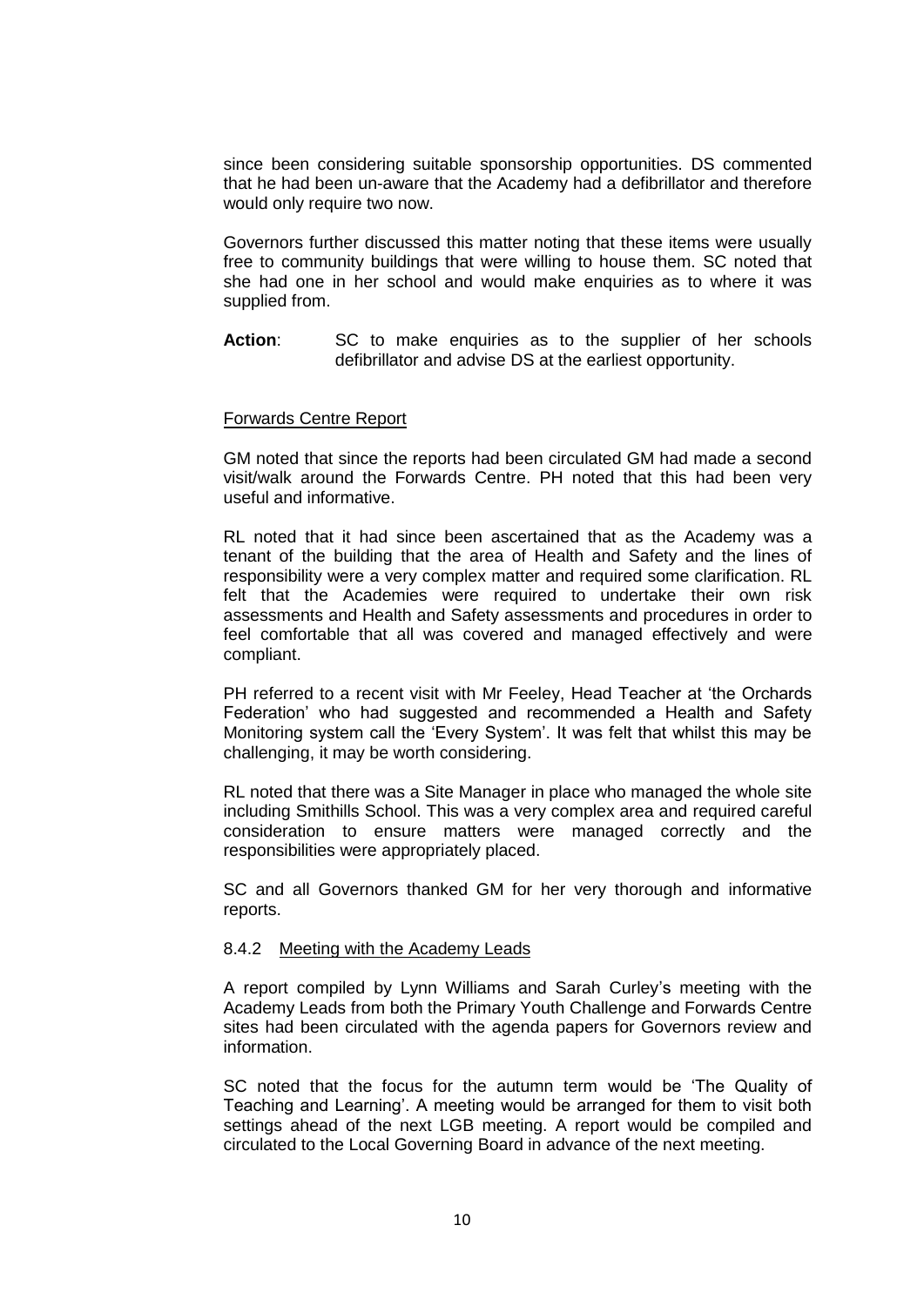since been considering suitable sponsorship opportunities. DS commented that he had been un-aware that the Academy had a defibrillator and therefore would only require two now.

Governors further discussed this matter noting that these items were usually free to community buildings that were willing to house them. SC noted that she had one in her school and would make enquiries as to where it was supplied from.

**Action**: SC to make enquiries as to the supplier of her schools defibrillator and advise DS at the earliest opportunity.

Forwards Centre Report

GM noted that since the reports had been circulated GM had made a second visit/walk around the Forwards Centre. PH noted that this had been very useful and informative.

RL noted that it had since been ascertained that as the Academy was a tenant of the building that the area of Health and Safety and the lines of responsibility were a very complex matter and required some clarification. RL felt that the Academies were required to undertake their own risk assessments and Health and Safety assessments and procedures in order to feel comfortable that all was covered and managed effectively and were compliant.

PH referred to a recent visit with Mr Feeley, Head Teacher at 'the Orchards Federation' who had suggested and recommended a Health and Safety Monitoring system call the 'Every System'. It was felt that whilst this may be challenging, it may be worth considering.

RL noted that there was a Site Manager in place who managed the whole site including Smithills School. This was a very complex area and required careful consideration to ensure matters were managed correctly and the responsibilities were appropriately placed.

SC and all Governors thanked GM for her very thorough and informative reports.

8.4.2 Meeting with the Academy Leads

A report compiled by Lynn Williams and Sarah Curley's meeting with the Academy Leads from both the Primary Youth Challenge and Forwards Centre sites had been circulated with the agenda papers for Governors review and information.

SC noted that the focus for the autumn term would be 'The Quality of Teaching and Learning'. A meeting would be arranged for them to visit both settings ahead of the next LGB meeting. A report would be compiled and circulated to the Local Governing Board in advance of the next meeting.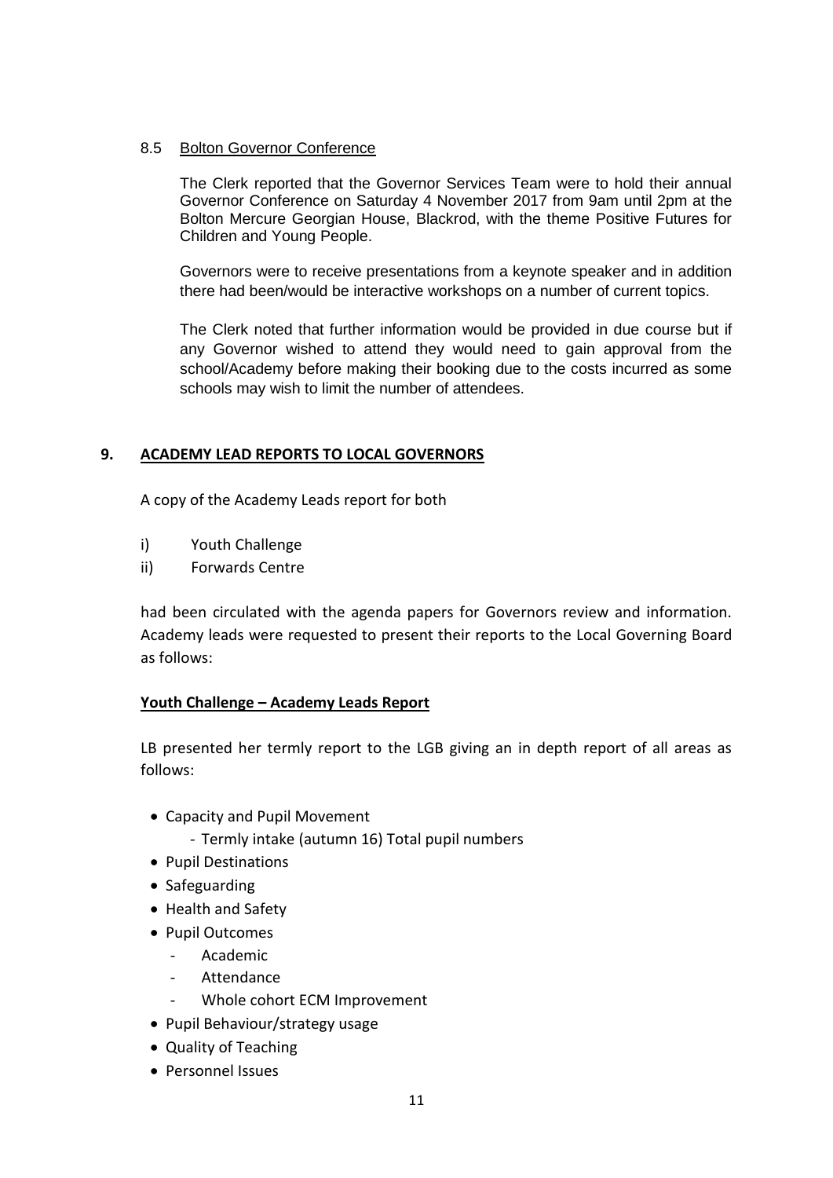8.5 Bolton Governor Conference

The Clerk reported that the Governor Services Team were to hold their annual Governor Conference on Saturday 4 November 2017 from 9am until 2pm at the Bolton Mercure Georgian House, Blackrod, with the theme Positive Futures for Children and Young People.

Governors were to receive presentations from a keynote speaker and in addition there had been/would be interactive workshops on a number of current topics.

The Clerk noted that further information would be provided in due course but if any Governor wished to attend they would need to gain approval from the school/Academy before making their booking due to the costs incurred as some schools may wish to limit the number of attendees.

## 9. ACADEMY LEAD REPORTS TO LOCAL GOVERNORS

A copy of the Academy Leads report for both

i) Youth Challenge
ii) Forwards Centre

had been circulated with the agenda papers for Governors review and information. Academy leads were requested to present their reports to the Local Governing Board as follows:

**Youth Challenge – Academy Leads Report**

LB presented her termly report to the LGB giving an in depth report of all areas as follows:

- Capacity and Pupil Movement
  - Termly intake (autumn 16) Total pupil numbers
- Pupil Destinations
- Safeguarding
- Health and Safety
- Pupil Outcomes
  - Academic
  - Attendance
  - Whole cohort ECM Improvement
- Pupil Behaviour/strategy usage
- Quality of Teaching
- Personnel Issues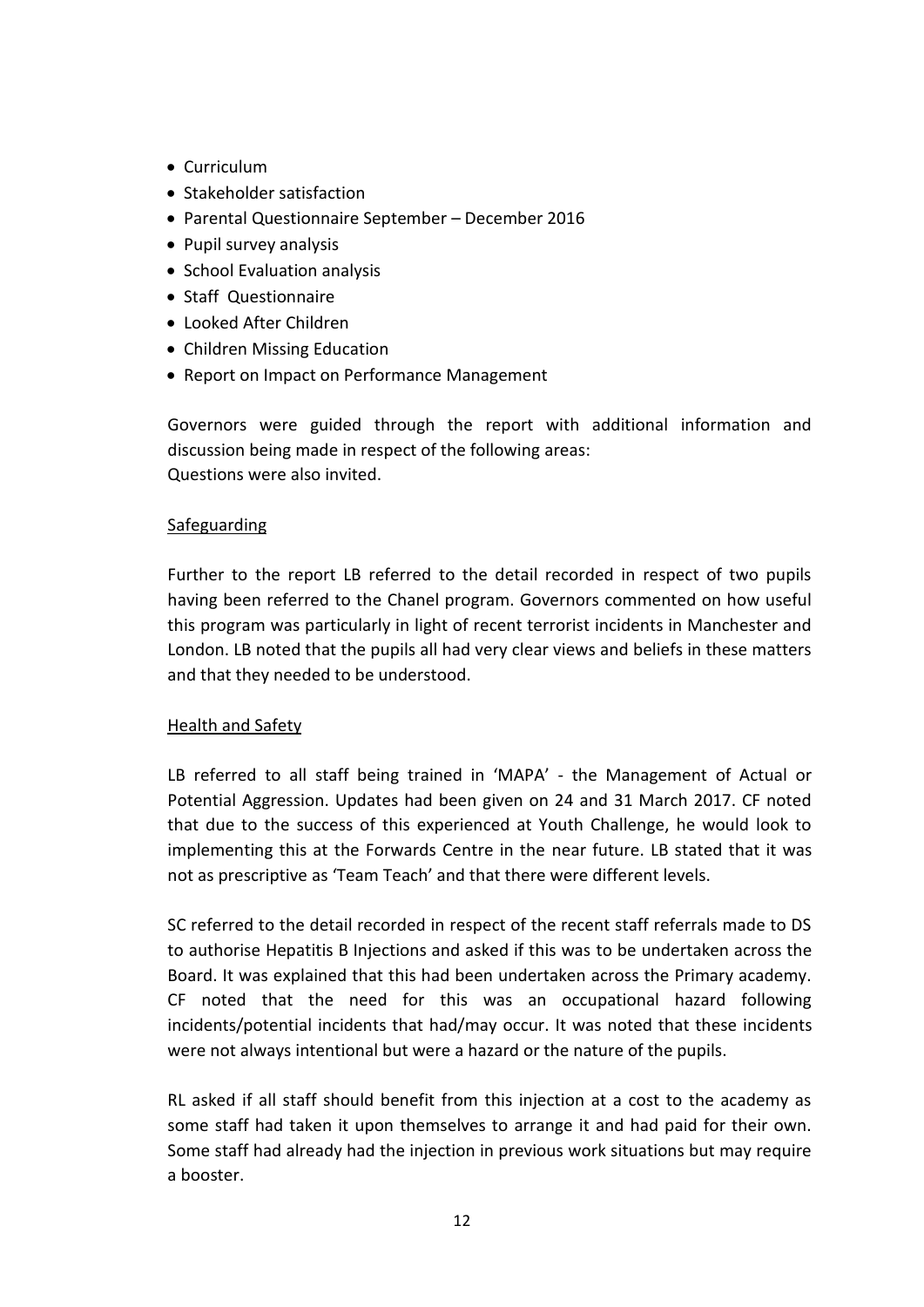- Curriculum
- Stakeholder satisfaction
- Parental Questionnaire September – December 2016
- Pupil survey analysis
- School Evaluation analysis
- Staff Questionnaire
- Looked After Children
- Children Missing Education
- Report on Impact on Performance Management

Governors were guided through the report with additional information and discussion being made in respect of the following areas:
Questions were also invited.

<u>Safeguarding</u>

Further to the report LB referred to the detail recorded in respect of two pupils having been referred to the Chanel program. Governors commented on how useful this program was particularly in light of recent terrorist incidents in Manchester and London. LB noted that the pupils all had very clear views and beliefs in these matters and that they needed to be understood.

<u>Health and Safety</u>

LB referred to all staff being trained in 'MAPA' - the Management of Actual or Potential Aggression. Updates had been given on 24 and 31 March 2017. CF noted that due to the success of this experienced at Youth Challenge, he would look to implementing this at the Forwards Centre in the near future. LB stated that it was not as prescriptive as 'Team Teach' and that there were different levels.

SC referred to the detail recorded in respect of the recent staff referrals made to DS to authorise Hepatitis B Injections and asked if this was to be undertaken across the Board. It was explained that this had been undertaken across the Primary academy. CF noted that the need for this was an occupational hazard following incidents/potential incidents that had/may occur. It was noted that these incidents were not always intentional but were a hazard or the nature of the pupils.

RL asked if all staff should benefit from this injection at a cost to the academy as some staff had taken it upon themselves to arrange it and had paid for their own. Some staff had already had the injection in previous work situations but may require a booster.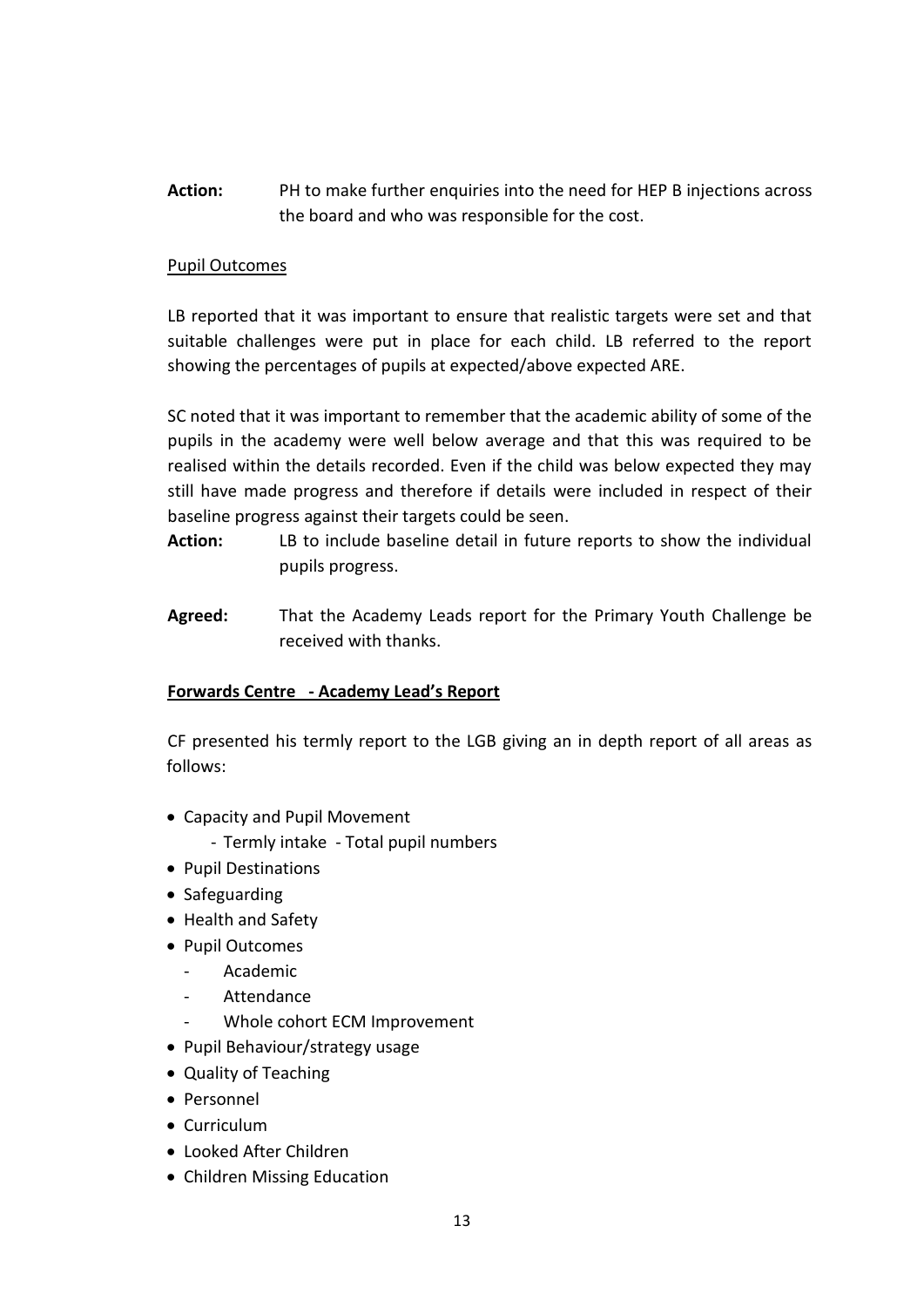**Action:** PH to make further enquiries into the need for HEP B injections across the board and who was responsible for the cost.

Pupil Outcomes

LB reported that it was important to ensure that realistic targets were set and that suitable challenges were put in place for each child. LB referred to the report showing the percentages of pupils at expected/above expected ARE.

SC noted that it was important to remember that the academic ability of some of the pupils in the academy were well below average and that this was required to be realised within the details recorded. Even if the child was below expected they may still have made progress and therefore if details were included in respect of their baseline progress against their targets could be seen.

**Action:** LB to include baseline detail in future reports to show the individual pupils progress.

**Agreed:** That the Academy Leads report for the Primary Youth Challenge be received with thanks.

**Forwards Centre - Academy Lead's Report**

CF presented his termly report to the LGB giving an in depth report of all areas as follows:

- Capacity and Pupil Movement
  - Termly intake - Total pupil numbers
- Pupil Destinations
- Safeguarding
- Health and Safety
- Pupil Outcomes
  - Academic
  - Attendance
  - Whole cohort ECM Improvement
- Pupil Behaviour/strategy usage
- Quality of Teaching
- Personnel
- Curriculum
- Looked After Children
- Children Missing Education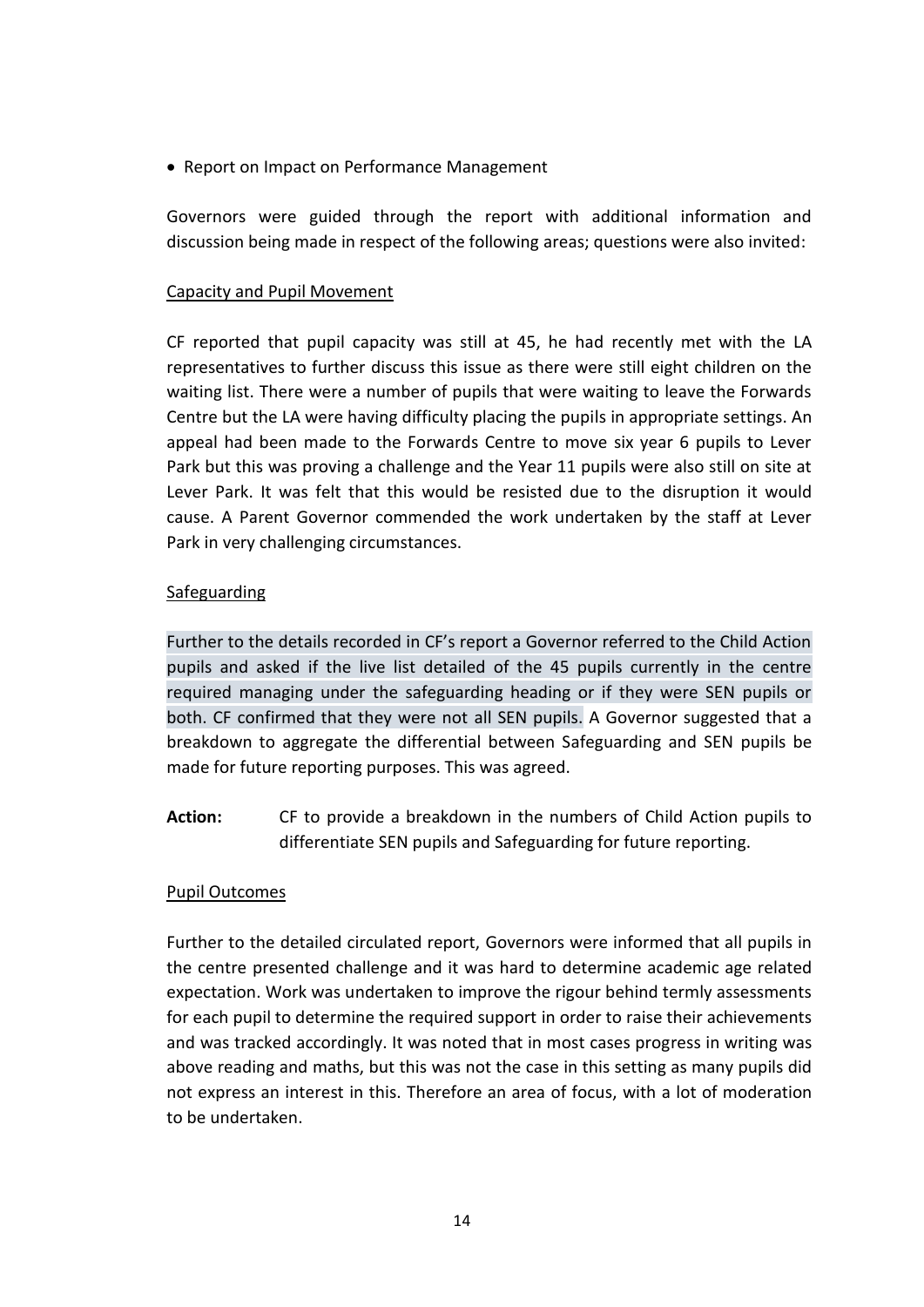- Report on Impact on Performance Management

Governors were guided through the report with additional information and discussion being made in respect of the following areas; questions were also invited:

<u>Capacity and Pupil Movement</u>

CF reported that pupil capacity was still at 45, he had recently met with the LA representatives to further discuss this issue as there were still eight children on the waiting list. There were a number of pupils that were waiting to leave the Forwards Centre but the LA were having difficulty placing the pupils in appropriate settings. An appeal had been made to the Forwards Centre to move six year 6 pupils to Lever Park but this was proving a challenge and the Year 11 pupils were also still on site at Lever Park. It was felt that this would be resisted due to the disruption it would cause. A Parent Governor commended the work undertaken by the staff at Lever Park in very challenging circumstances.

<u>Safeguarding</u>

Further to the details recorded in CF's report a Governor referred to the Child Action pupils and asked if the live list detailed of the 45 pupils currently in the centre required managing under the safeguarding heading or if they were SEN pupils or both. CF confirmed that they were not all SEN pupils. A Governor suggested that a breakdown to aggregate the differential between Safeguarding and SEN pupils be made for future reporting purposes. This was agreed.

**Action:** CF to provide a breakdown in the numbers of Child Action pupils to differentiate SEN pupils and Safeguarding for future reporting.

<u>Pupil Outcomes</u>

Further to the detailed circulated report, Governors were informed that all pupils in the centre presented challenge and it was hard to determine academic age related expectation. Work was undertaken to improve the rigour behind termly assessments for each pupil to determine the required support in order to raise their achievements and was tracked accordingly. It was noted that in most cases progress in writing was above reading and maths, but this was not the case in this setting as many pupils did not express an interest in this. Therefore an area of focus, with a lot of moderation to be undertaken.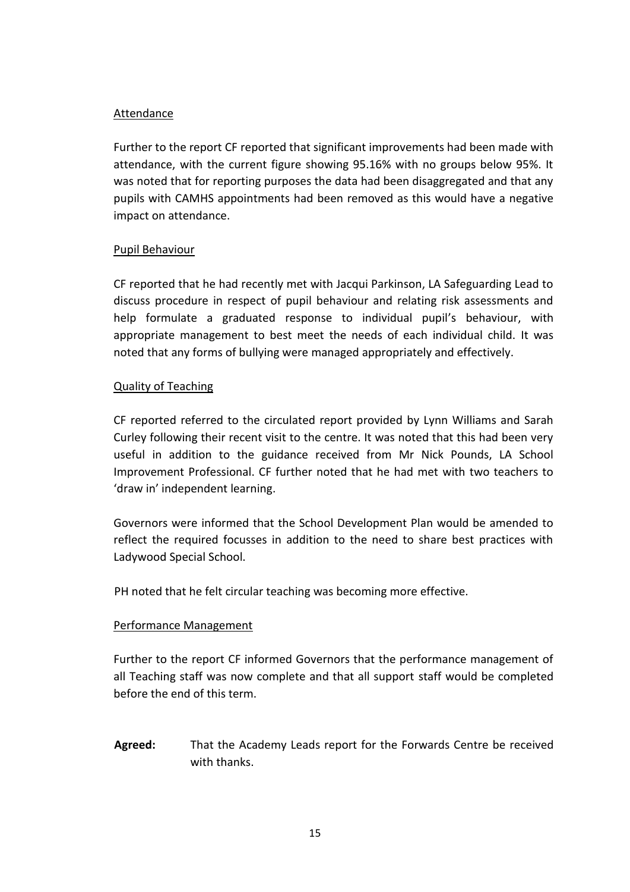Attendance

Further to the report CF reported that significant improvements had been made with attendance, with the current figure showing 95.16% with no groups below 95%. It was noted that for reporting purposes the data had been disaggregated and that any pupils with CAMHS appointments had been removed as this would have a negative impact on attendance.

Pupil Behaviour

CF reported that he had recently met with Jacqui Parkinson, LA Safeguarding Lead to discuss procedure in respect of pupil behaviour and relating risk assessments and help formulate a graduated response to individual pupil's behaviour, with appropriate management to best meet the needs of each individual child. It was noted that any forms of bullying were managed appropriately and effectively.

Quality of Teaching

CF reported referred to the circulated report provided by Lynn Williams and Sarah Curley following their recent visit to the centre. It was noted that this had been very useful in addition to the guidance received from Mr Nick Pounds, LA School Improvement Professional. CF further noted that he had met with two teachers to 'draw in' independent learning.

Governors were informed that the School Development Plan would be amended to reflect the required focusses in addition to the need to share best practices with Ladywood Special School.

PH noted that he felt circular teaching was becoming more effective.

Performance Management

Further to the report CF informed Governors that the performance management of all Teaching staff was now complete and that all support staff would be completed before the end of this term.

**Agreed:** That the Academy Leads report for the Forwards Centre be received with thanks.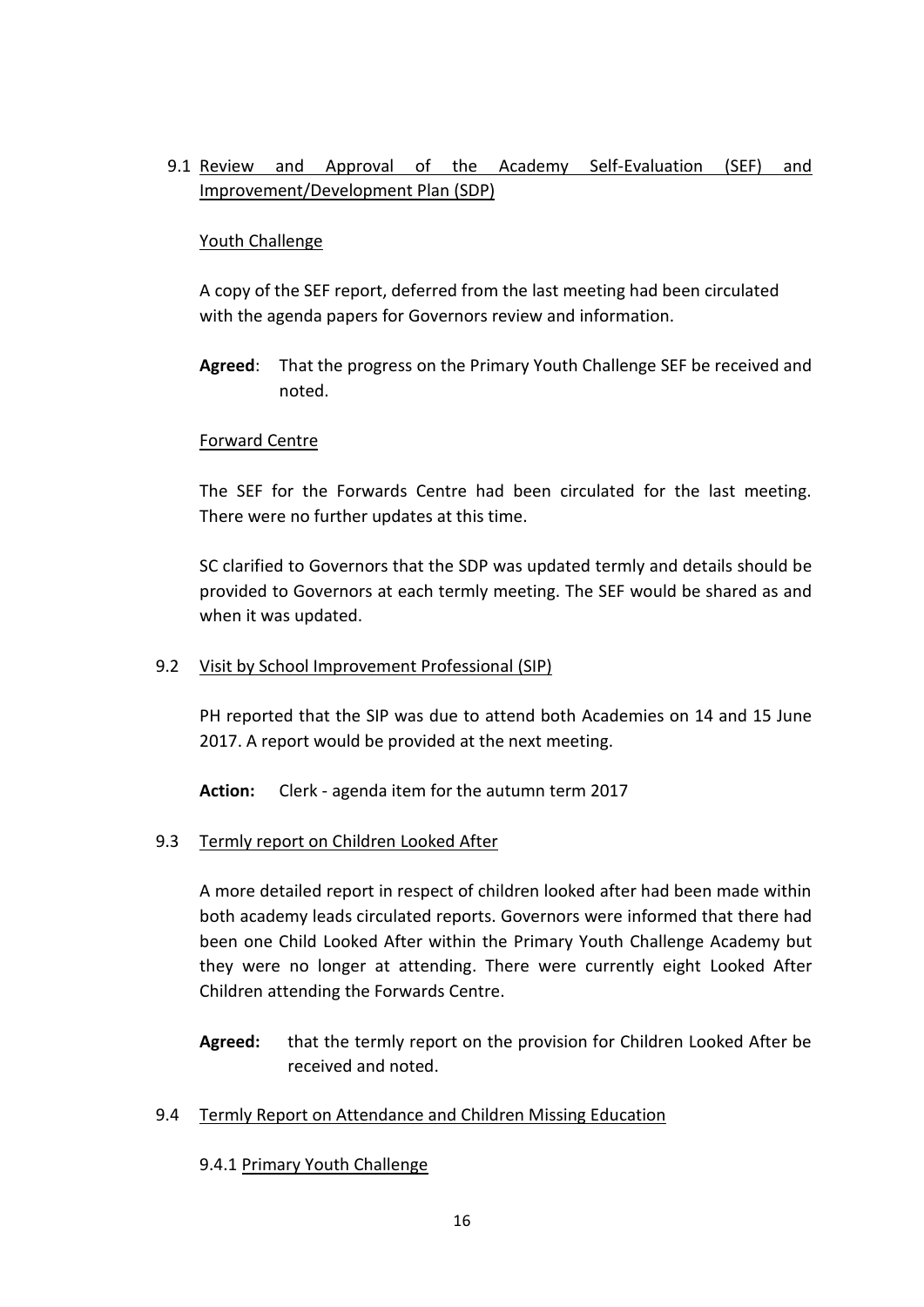9.1 Review and Approval of the Academy Self-Evaluation (SEF) and Improvement/Development Plan (SDP)

Youth Challenge

A copy of the SEF report, deferred from the last meeting had been circulated with the agenda papers for Governors review and information.

**Agreed**: That the progress on the Primary Youth Challenge SEF be received and noted.

Forward Centre

The SEF for the Forwards Centre had been circulated for the last meeting. There were no further updates at this time.

SC clarified to Governors that the SDP was updated termly and details should be provided to Governors at each termly meeting. The SEF would be shared as and when it was updated.

9.2 Visit by School Improvement Professional (SIP)

PH reported that the SIP was due to attend both Academies on 14 and 15 June 2017. A report would be provided at the next meeting.

**Action:** Clerk - agenda item for the autumn term 2017

9.3 Termly report on Children Looked After

A more detailed report in respect of children looked after had been made within both academy leads circulated reports. Governors were informed that there had been one Child Looked After within the Primary Youth Challenge Academy but they were no longer at attending. There were currently eight Looked After Children attending the Forwards Centre.

**Agreed:** that the termly report on the provision for Children Looked After be received and noted.

9.4 Termly Report on Attendance and Children Missing Education

9.4.1 Primary Youth Challenge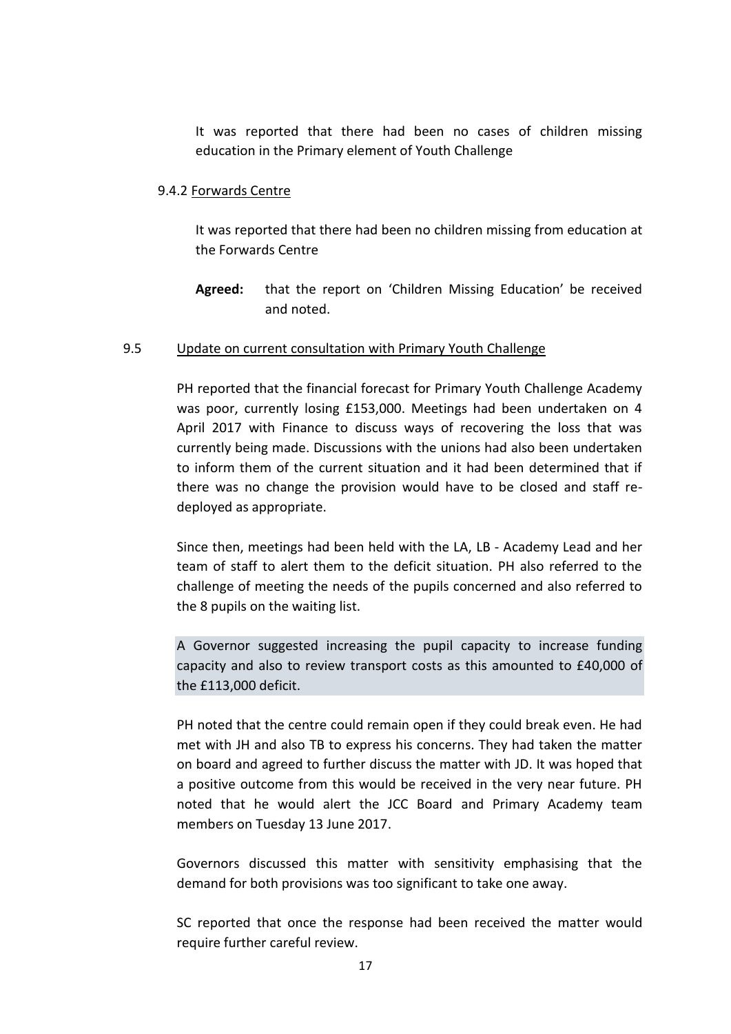It was reported that there had been no cases of children missing education in the Primary element of Youth Challenge

9.4.2 Forwards Centre

It was reported that there had been no children missing from education at the Forwards Centre

**Agreed:** that the report on 'Children Missing Education' be received and noted.

9.5 Update on current consultation with Primary Youth Challenge

PH reported that the financial forecast for Primary Youth Challenge Academy was poor, currently losing £153,000. Meetings had been undertaken on 4 April 2017 with Finance to discuss ways of recovering the loss that was currently being made. Discussions with the unions had also been undertaken to inform them of the current situation and it had been determined that if there was no change the provision would have to be closed and staff re-deployed as appropriate.

Since then, meetings had been held with the LA, LB - Academy Lead and her team of staff to alert them to the deficit situation. PH also referred to the challenge of meeting the needs of the pupils concerned and also referred to the 8 pupils on the waiting list.

A Governor suggested increasing the pupil capacity to increase funding capacity and also to review transport costs as this amounted to £40,000 of the £113,000 deficit.

PH noted that the centre could remain open if they could break even. He had met with JH and also TB to express his concerns. They had taken the matter on board and agreed to further discuss the matter with JD. It was hoped that a positive outcome from this would be received in the very near future. PH noted that he would alert the JCC Board and Primary Academy team members on Tuesday 13 June 2017.

Governors discussed this matter with sensitivity emphasising that the demand for both provisions was too significant to take one away.

SC reported that once the response had been received the matter would require further careful review.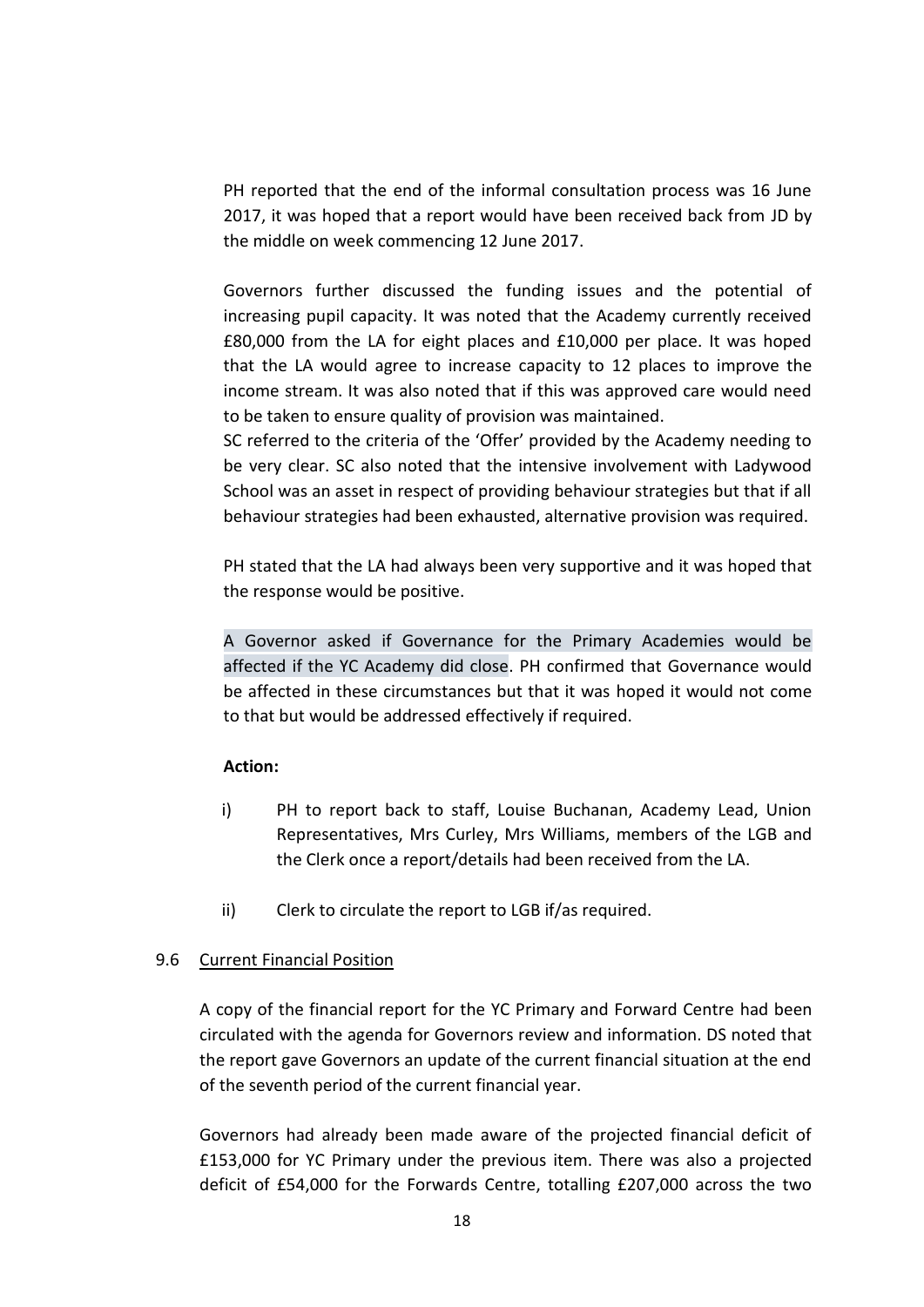PH reported that the end of the informal consultation process was 16 June 2017, it was hoped that a report would have been received back from JD by the middle on week commencing 12 June 2017.

Governors further discussed the funding issues and the potential of increasing pupil capacity. It was noted that the Academy currently received £80,000 from the LA for eight places and £10,000 per place. It was hoped that the LA would agree to increase capacity to 12 places to improve the income stream. It was also noted that if this was approved care would need to be taken to ensure quality of provision was maintained.

SC referred to the criteria of the 'Offer' provided by the Academy needing to be very clear. SC also noted that the intensive involvement with Ladywood School was an asset in respect of providing behaviour strategies but that if all behaviour strategies had been exhausted, alternative provision was required.

PH stated that the LA had always been very supportive and it was hoped that the response would be positive.

A Governor asked if Governance for the Primary Academies would be affected if the YC Academy did close. PH confirmed that Governance would be affected in these circumstances but that it was hoped it would not come to that but would be addressed effectively if required.

**Action:**

- i) PH to report back to staff, Louise Buchanan, Academy Lead, Union Representatives, Mrs Curley, Mrs Williams, members of the LGB and the Clerk once a report/details had been received from the LA.
- ii) Clerk to circulate the report to LGB if/as required.

9.6 Current Financial Position

A copy of the financial report for the YC Primary and Forward Centre had been circulated with the agenda for Governors review and information. DS noted that the report gave Governors an update of the current financial situation at the end of the seventh period of the current financial year.

Governors had already been made aware of the projected financial deficit of £153,000 for YC Primary under the previous item. There was also a projected deficit of £54,000 for the Forwards Centre, totalling £207,000 across the two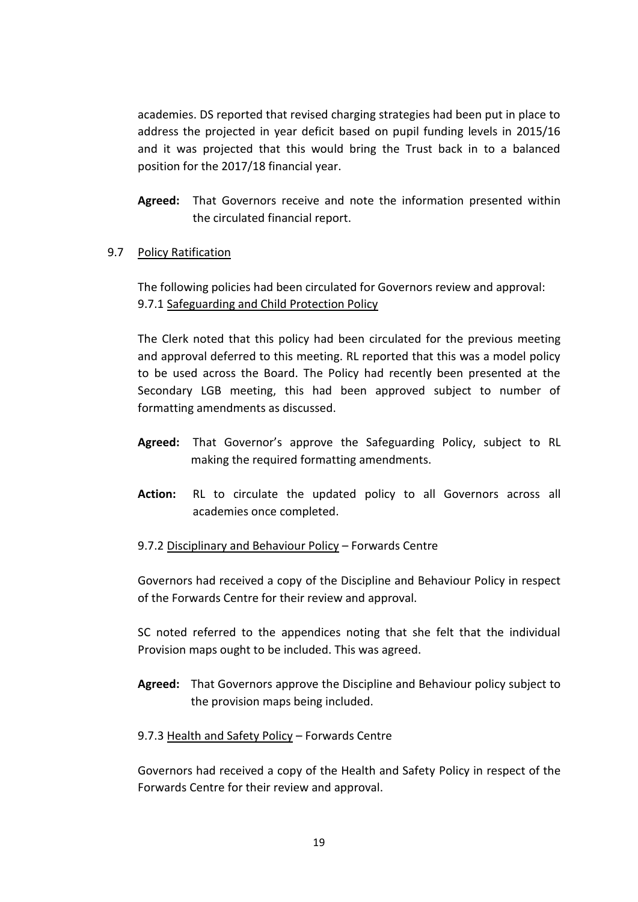academies. DS reported that revised charging strategies had been put in place to address the projected in year deficit based on pupil funding levels in 2015/16 and it was projected that this would bring the Trust back in to a balanced position for the 2017/18 financial year.

**Agreed:** That Governors receive and note the information presented within the circulated financial report.

9.7 Policy Ratification

The following policies had been circulated for Governors review and approval:
9.7.1 Safeguarding and Child Protection Policy

The Clerk noted that this policy had been circulated for the previous meeting and approval deferred to this meeting. RL reported that this was a model policy to be used across the Board. The Policy had recently been presented at the Secondary LGB meeting, this had been approved subject to number of formatting amendments as discussed.

**Agreed:** That Governor's approve the Safeguarding Policy, subject to RL making the required formatting amendments.

**Action:** RL to circulate the updated policy to all Governors across all academies once completed.

9.7.2 Disciplinary and Behaviour Policy – Forwards Centre

Governors had received a copy of the Discipline and Behaviour Policy in respect of the Forwards Centre for their review and approval.

SC noted referred to the appendices noting that she felt that the individual Provision maps ought to be included. This was agreed.

**Agreed:** That Governors approve the Discipline and Behaviour policy subject to the provision maps being included.

9.7.3 Health and Safety Policy – Forwards Centre

Governors had received a copy of the Health and Safety Policy in respect of the Forwards Centre for their review and approval.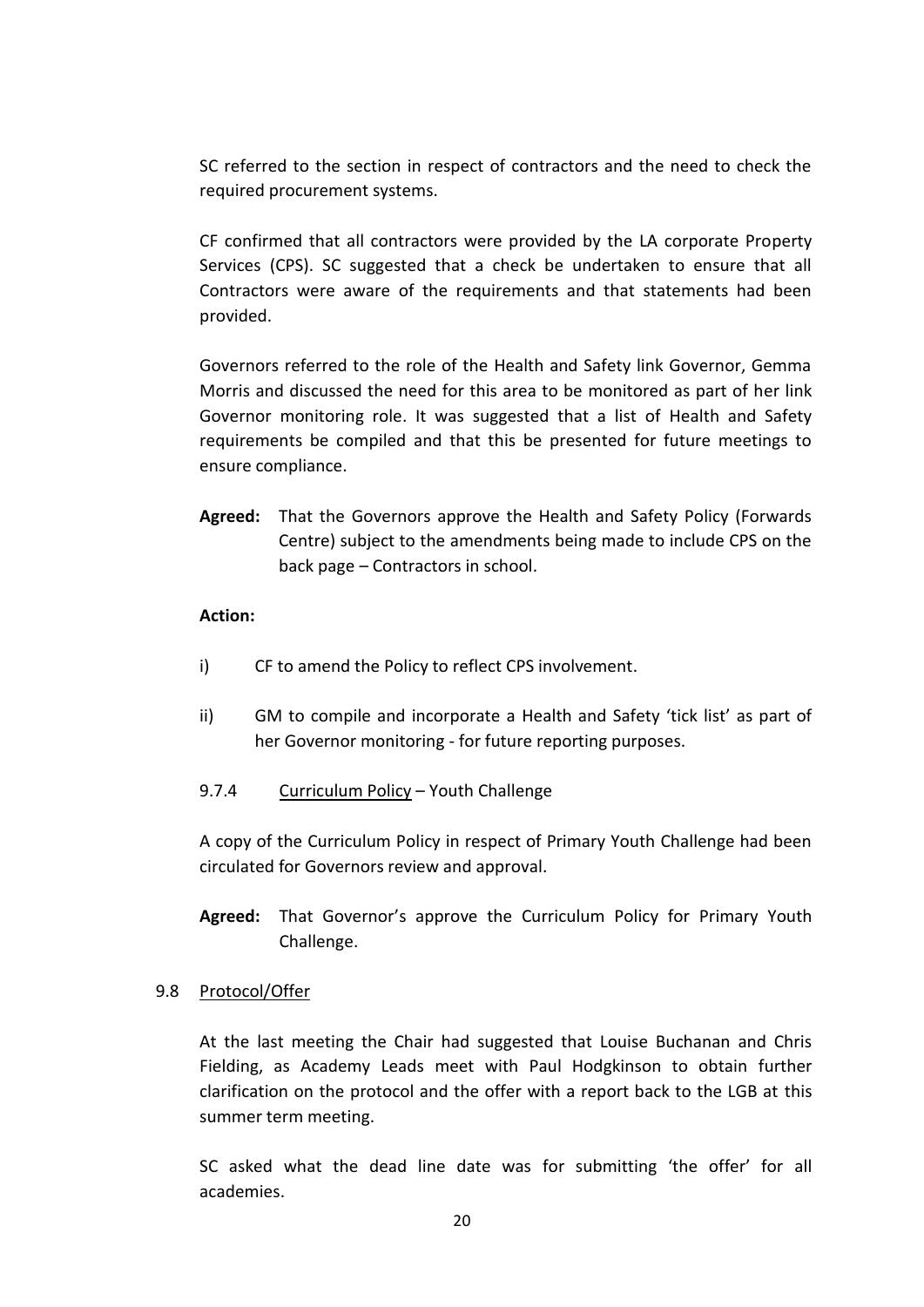SC referred to the section in respect of contractors and the need to check the required procurement systems.

CF confirmed that all contractors were provided by the LA corporate Property Services (CPS). SC suggested that a check be undertaken to ensure that all Contractors were aware of the requirements and that statements had been provided.

Governors referred to the role of the Health and Safety link Governor, Gemma Morris and discussed the need for this area to be monitored as part of her link Governor monitoring role. It was suggested that a list of Health and Safety requirements be compiled and that this be presented for future meetings to ensure compliance.

**Agreed:** That the Governors approve the Health and Safety Policy (Forwards Centre) subject to the amendments being made to include CPS on the back page – Contractors in school.

**Action:**

i) CF to amend the Policy to reflect CPS involvement.

ii) GM to compile and incorporate a Health and Safety 'tick list' as part of her Governor monitoring - for future reporting purposes.

9.7.4 Curriculum Policy – Youth Challenge

A copy of the Curriculum Policy in respect of Primary Youth Challenge had been circulated for Governors review and approval.

**Agreed:** That Governor's approve the Curriculum Policy for Primary Youth Challenge.

9.8 Protocol/Offer

At the last meeting the Chair had suggested that Louise Buchanan and Chris Fielding, as Academy Leads meet with Paul Hodgkinson to obtain further clarification on the protocol and the offer with a report back to the LGB at this summer term meeting.

SC asked what the dead line date was for submitting 'the offer' for all academies.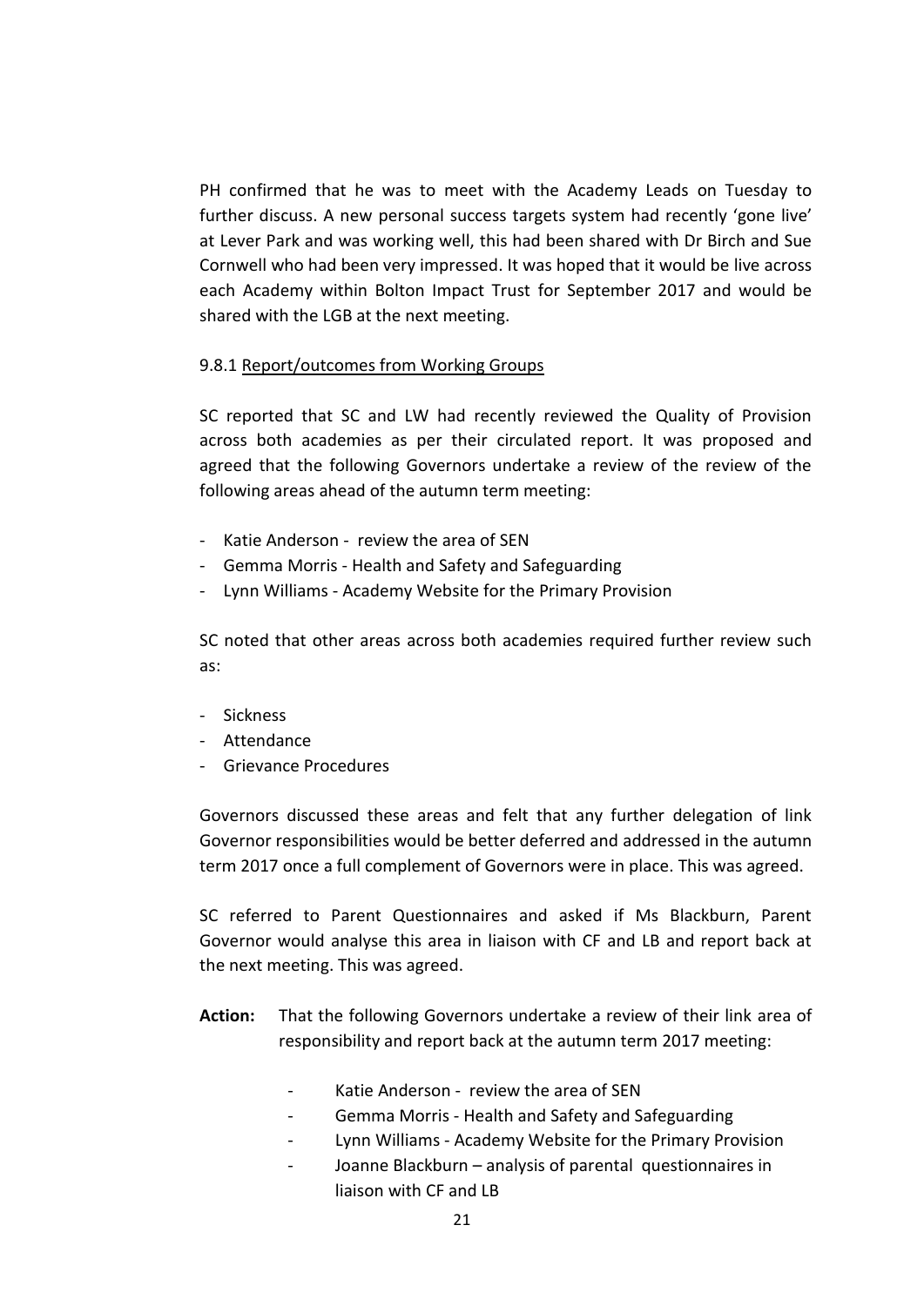PH confirmed that he was to meet with the Academy Leads on Tuesday to further discuss. A new personal success targets system had recently 'gone live' at Lever Park and was working well, this had been shared with Dr Birch and Sue Cornwell who had been very impressed. It was hoped that it would be live across each Academy within Bolton Impact Trust for September 2017 and would be shared with the LGB at the next meeting.

9.8.1 Report/outcomes from Working Groups

SC reported that SC and LW had recently reviewed the Quality of Provision across both academies as per their circulated report. It was proposed and agreed that the following Governors undertake a review of the review of the following areas ahead of the autumn term meeting:

- Katie Anderson - review the area of SEN
- Gemma Morris - Health and Safety and Safeguarding
- Lynn Williams - Academy Website for the Primary Provision

SC noted that other areas across both academies required further review such as:

- Sickness
- Attendance
- Grievance Procedures

Governors discussed these areas and felt that any further delegation of link Governor responsibilities would be better deferred and addressed in the autumn term 2017 once a full complement of Governors were in place. This was agreed.

SC referred to Parent Questionnaires and asked if Ms Blackburn, Parent Governor would analyse this area in liaison with CF and LB and report back at the next meeting. This was agreed.

**Action:** That the following Governors undertake a review of their link area of responsibility and report back at the autumn term 2017 meeting:

- Katie Anderson - review the area of SEN
- Gemma Morris - Health and Safety and Safeguarding
- Lynn Williams - Academy Website for the Primary Provision
- Joanne Blackburn – analysis of parental questionnaires in liaison with CF and LB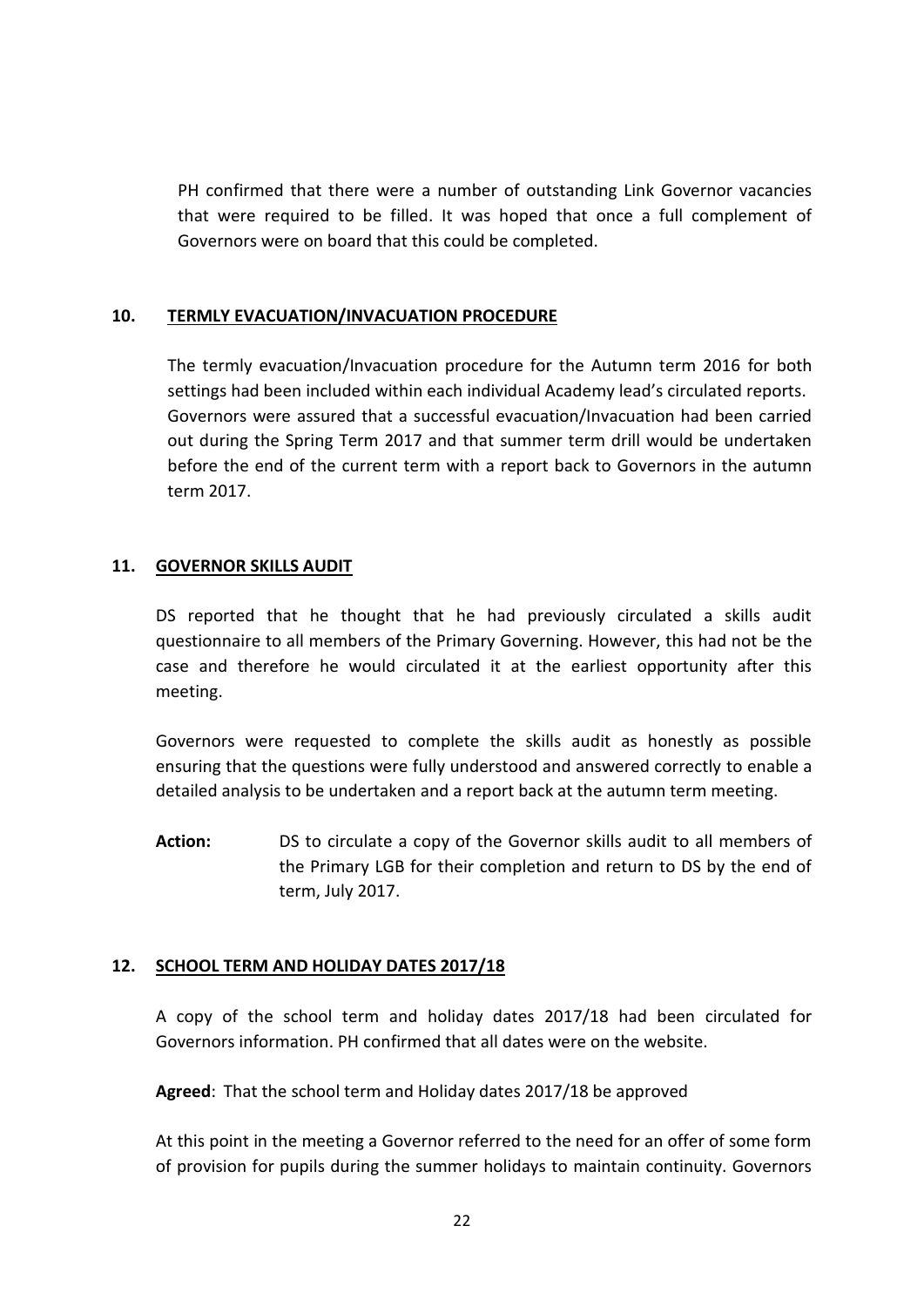PH confirmed that there were a number of outstanding Link Governor vacancies that were required to be filled. It was hoped that once a full complement of Governors were on board that this could be completed.

## 10. TERMLY EVACUATION/INVACUATION PROCEDURE

The termly evacuation/Invacuation procedure for the Autumn term 2016 for both settings had been included within each individual Academy lead's circulated reports. Governors were assured that a successful evacuation/Invacuation had been carried out during the Spring Term 2017 and that summer term drill would be undertaken before the end of the current term with a report back to Governors in the autumn term 2017.

## 11. GOVERNOR SKILLS AUDIT

DS reported that he thought that he had previously circulated a skills audit questionnaire to all members of the Primary Governing. However, this had not be the case and therefore he would circulated it at the earliest opportunity after this meeting.

Governors were requested to complete the skills audit as honestly as possible ensuring that the questions were fully understood and answered correctly to enable a detailed analysis to be undertaken and a report back at the autumn term meeting.

**Action:** DS to circulate a copy of the Governor skills audit to all members of the Primary LGB for their completion and return to DS by the end of term, July 2017.

## 12. SCHOOL TERM AND HOLIDAY DATES 2017/18

A copy of the school term and holiday dates 2017/18 had been circulated for Governors information. PH confirmed that all dates were on the website.

**Agreed**: That the school term and Holiday dates 2017/18 be approved

At this point in the meeting a Governor referred to the need for an offer of some form of provision for pupils during the summer holidays to maintain continuity. Governors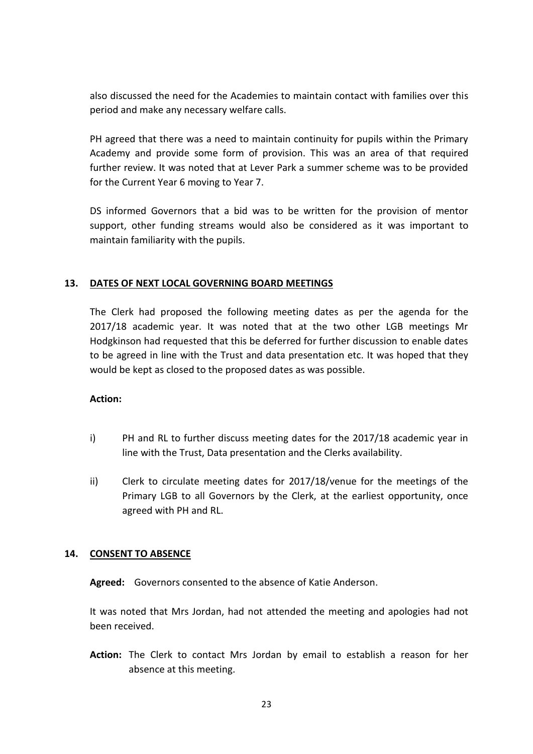also discussed the need for the Academies to maintain contact with families over this period and make any necessary welfare calls.

PH agreed that there was a need to maintain continuity for pupils within the Primary Academy and provide some form of provision. This was an area of that required further review. It was noted that at Lever Park a summer scheme was to be provided for the Current Year 6 moving to Year 7.

DS informed Governors that a bid was to be written for the provision of mentor support, other funding streams would also be considered as it was important to maintain familiarity with the pupils.

## 13. DATES OF NEXT LOCAL GOVERNING BOARD MEETINGS

The Clerk had proposed the following meeting dates as per the agenda for the 2017/18 academic year. It was noted that at the two other LGB meetings Mr Hodgkinson had requested that this be deferred for further discussion to enable dates to be agreed in line with the Trust and data presentation etc. It was hoped that they would be kept as closed to the proposed dates as was possible.

**Action:**

i) PH and RL to further discuss meeting dates for the 2017/18 academic year in line with the Trust, Data presentation and the Clerks availability.

ii) Clerk to circulate meeting dates for 2017/18/venue for the meetings of the Primary LGB to all Governors by the Clerk, at the earliest opportunity, once agreed with PH and RL.

## 14. CONSENT TO ABSENCE

**Agreed:** Governors consented to the absence of Katie Anderson.

It was noted that Mrs Jordan, had not attended the meeting and apologies had not been received.

**Action:** The Clerk to contact Mrs Jordan by email to establish a reason for her absence at this meeting.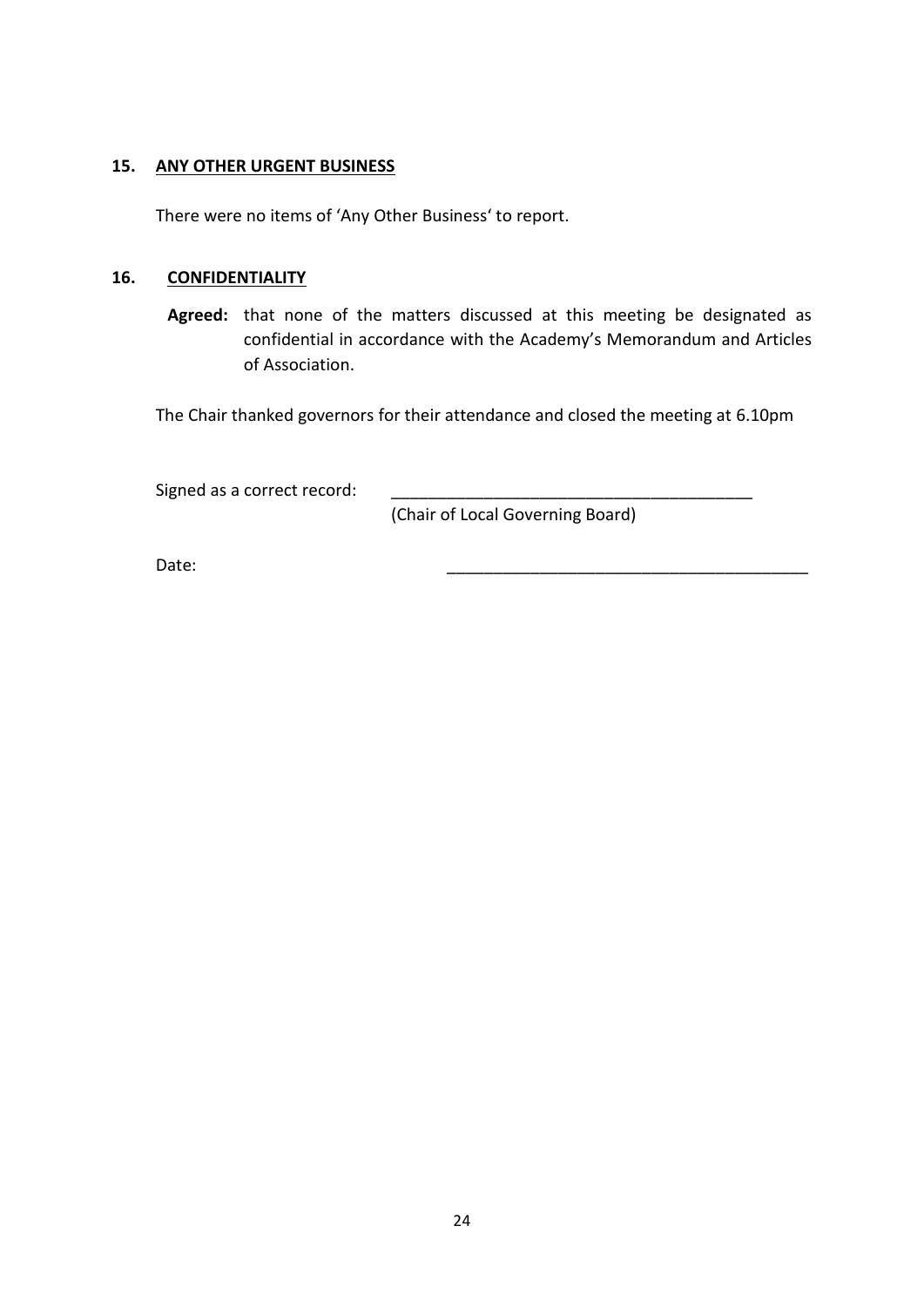**15. ANY OTHER URGENT BUSINESS**

There were no items of 'Any Other Business' to report.

**16. CONFIDENTIALITY**

**Agreed:** that none of the matters discussed at this meeting be designated as confidential in accordance with the Academy's Memorandum and Articles of Association.

The Chair thanked governors for their attendance and closed the meeting at 6.10pm

Signed as a correct record: ________________________________________
(Chair of Local Governing Board)

Date: ________________________________________